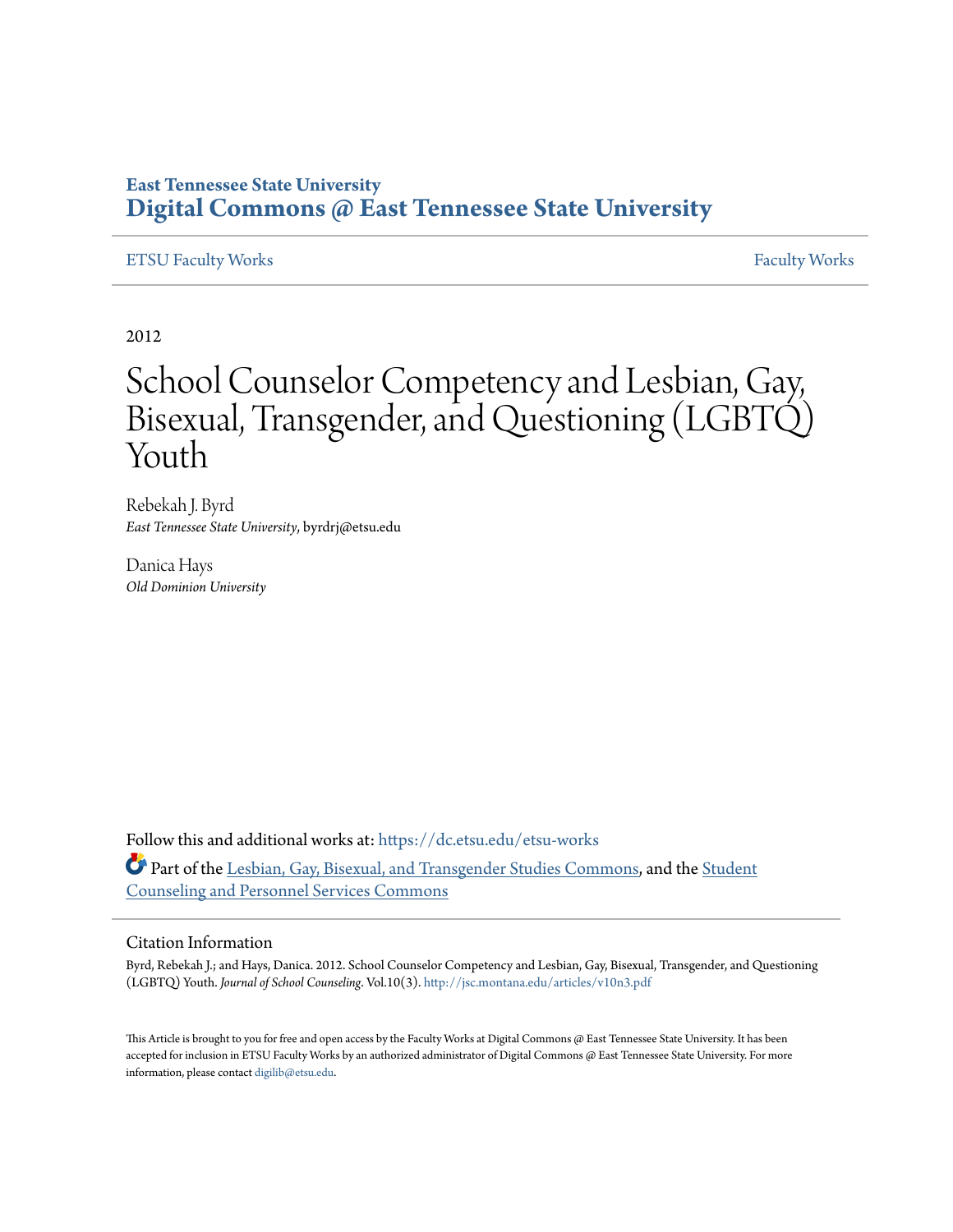**East Tennessee State University**
# Digital Commons @ East Tennessee State University

ETSU Faculty Works | Faculty Works

2012

# School Counselor Competency and Lesbian, Gay, Bisexual, Transgender, and Questioning (LGBTQ) Youth

Rebekah J. Byrd
*East Tennessee State University*, byrdrj@etsu.edu

Danica Hays
*Old Dominion University*

Follow this and additional works at: https://dc.etsu.edu/etsu-works

Part of the Lesbian, Gay, Bisexual, and Transgender Studies Commons, and the Student Counseling and Personnel Services Commons

## Citation Information

Byrd, Rebekah J.; and Hays, Danica. 2012. School Counselor Competency and Lesbian, Gay, Bisexual, Transgender, and Questioning (LGBTQ) Youth. *Journal of School Counseling*. Vol.10(3). http://jsc.montana.edu/articles/v10n3.pdf

This Article is brought to you for free and open access by the Faculty Works at Digital Commons @ East Tennessee State University. It has been accepted for inclusion in ETSU Faculty Works by an authorized administrator of Digital Commons @ East Tennessee State University. For more information, please contact digilib@etsu.edu.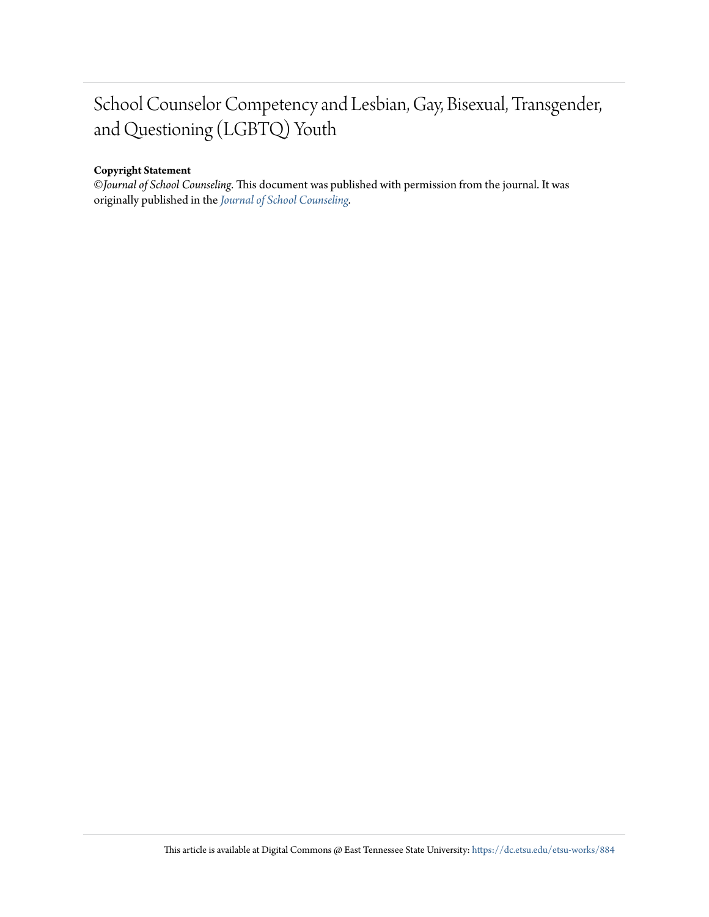# School Counselor Competency and Lesbian, Gay, Bisexual, Transgender, and Questioning (LGBTQ) Youth

**Copyright Statement**

©*Journal of School Counseling*. This document was published with permission from the journal. It was originally published in the *Journal of School Counseling*.

This article is available at Digital Commons @ East Tennessee State University: https://dc.etsu.edu/etsu-works/884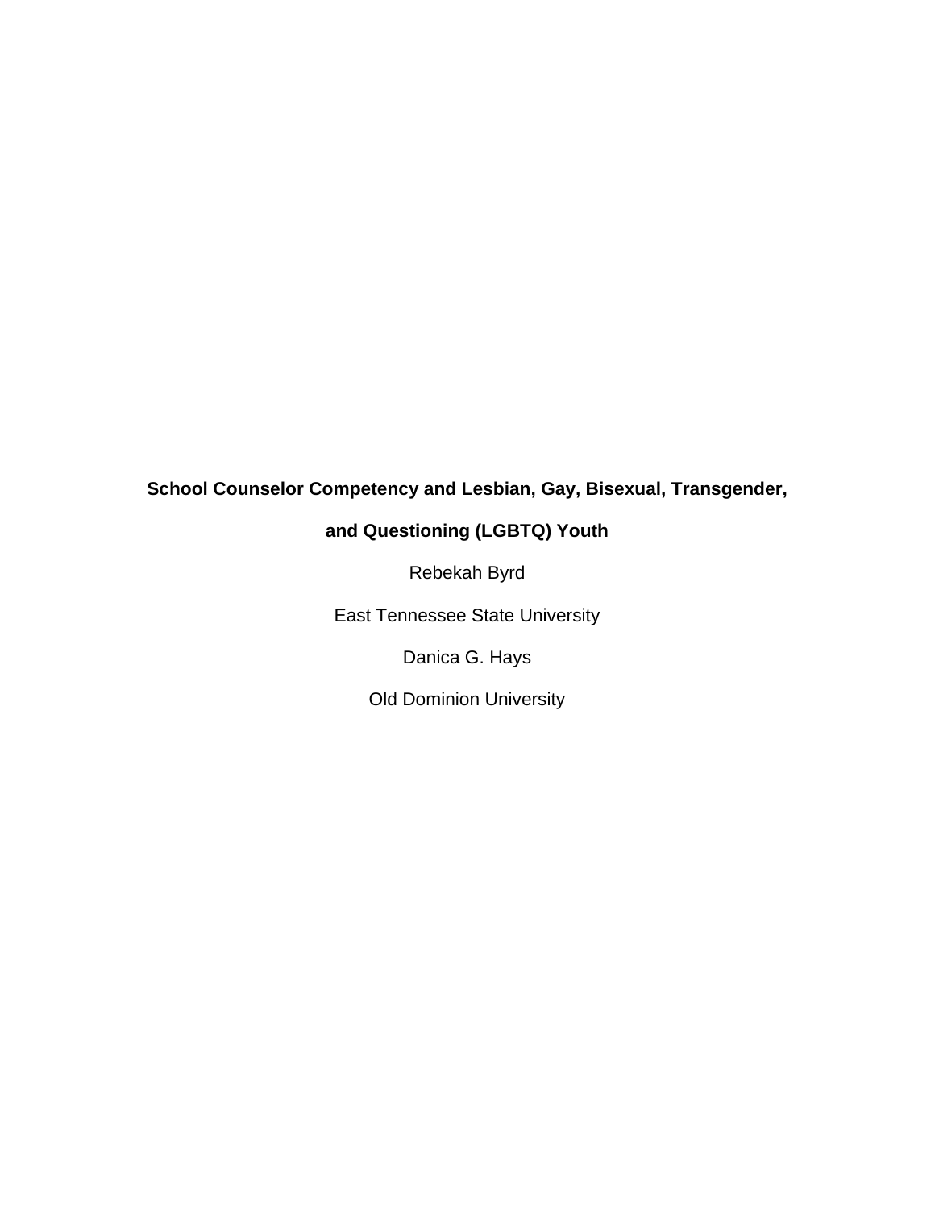# School Counselor Competency and Lesbian, Gay, Bisexual, Transgender, and Questioning (LGBTQ) Youth

Rebekah Byrd

East Tennessee State University

Danica G. Hays

Old Dominion University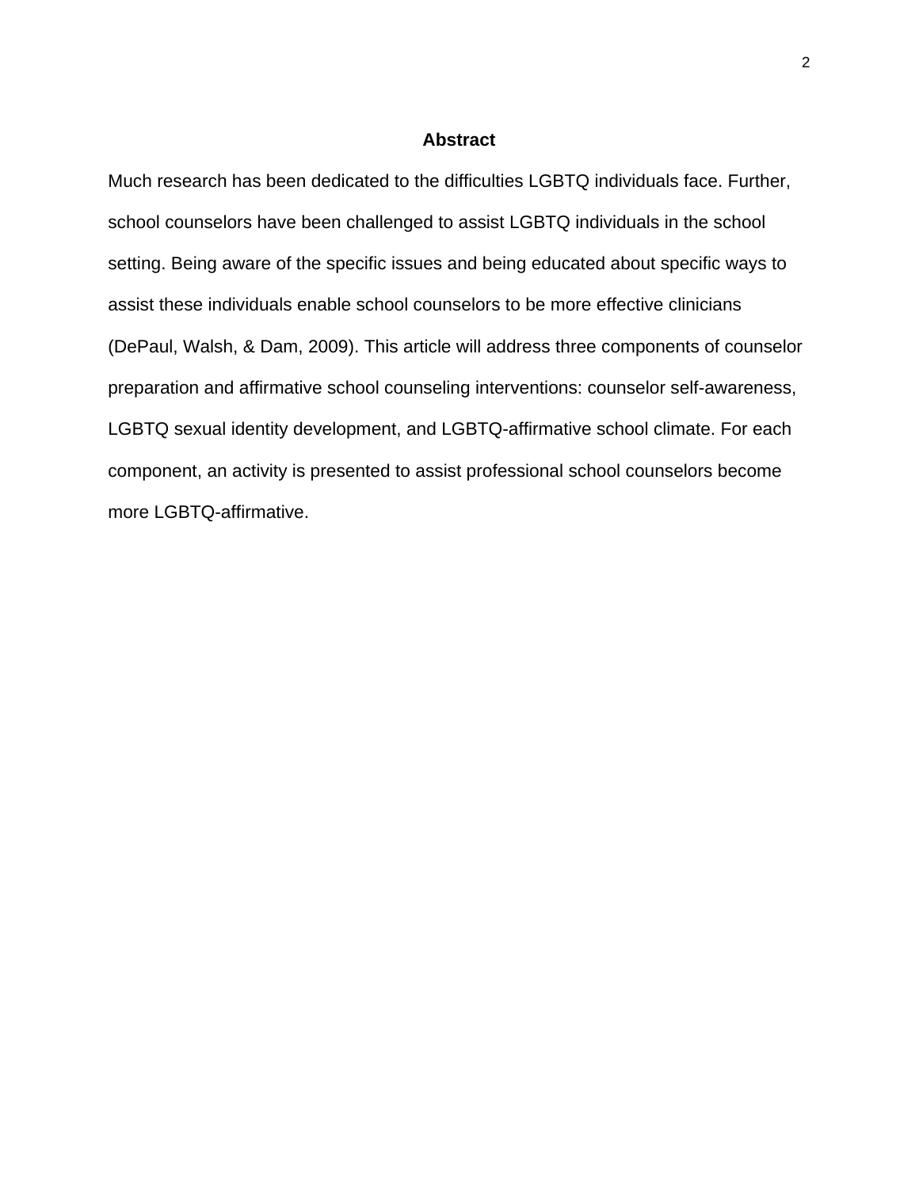# Abstract

Much research has been dedicated to the difficulties LGBTQ individuals face. Further, school counselors have been challenged to assist LGBTQ individuals in the school setting. Being aware of the specific issues and being educated about specific ways to assist these individuals enable school counselors to be more effective clinicians (DePaul, Walsh, & Dam, 2009). This article will address three components of counselor preparation and affirmative school counseling interventions: counselor self-awareness, LGBTQ sexual identity development, and LGBTQ-affirmative school climate. For each component, an activity is presented to assist professional school counselors become more LGBTQ-affirmative.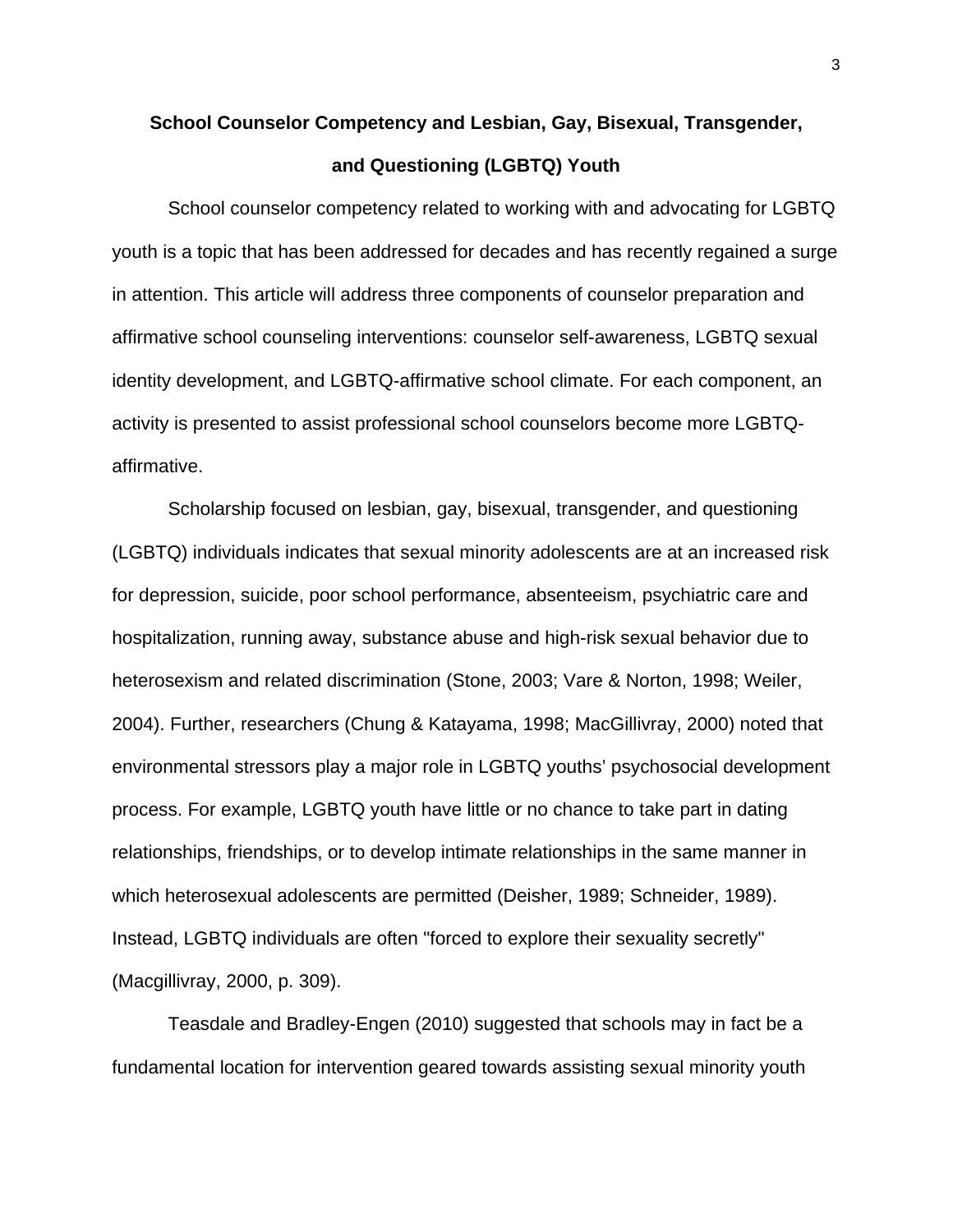# School Counselor Competency and Lesbian, Gay, Bisexual, Transgender, and Questioning (LGBTQ) Youth

School counselor competency related to working with and advocating for LGBTQ youth is a topic that has been addressed for decades and has recently regained a surge in attention. This article will address three components of counselor preparation and affirmative school counseling interventions: counselor self-awareness, LGBTQ sexual identity development, and LGBTQ-affirmative school climate. For each component, an activity is presented to assist professional school counselors become more LGBTQ-affirmative.

Scholarship focused on lesbian, gay, bisexual, transgender, and questioning (LGBTQ) individuals indicates that sexual minority adolescents are at an increased risk for depression, suicide, poor school performance, absenteeism, psychiatric care and hospitalization, running away, substance abuse and high-risk sexual behavior due to heterosexism and related discrimination (Stone, 2003; Vare & Norton, 1998; Weiler, 2004). Further, researchers (Chung & Katayama, 1998; MacGillivray, 2000) noted that environmental stressors play a major role in LGBTQ youths' psychosocial development process. For example, LGBTQ youth have little or no chance to take part in dating relationships, friendships, or to develop intimate relationships in the same manner in which heterosexual adolescents are permitted (Deisher, 1989; Schneider, 1989). Instead, LGBTQ individuals are often "forced to explore their sexuality secretly" (Macgillivray, 2000, p. 309).

Teasdale and Bradley-Engen (2010) suggested that schools may in fact be a fundamental location for intervention geared towards assisting sexual minority youth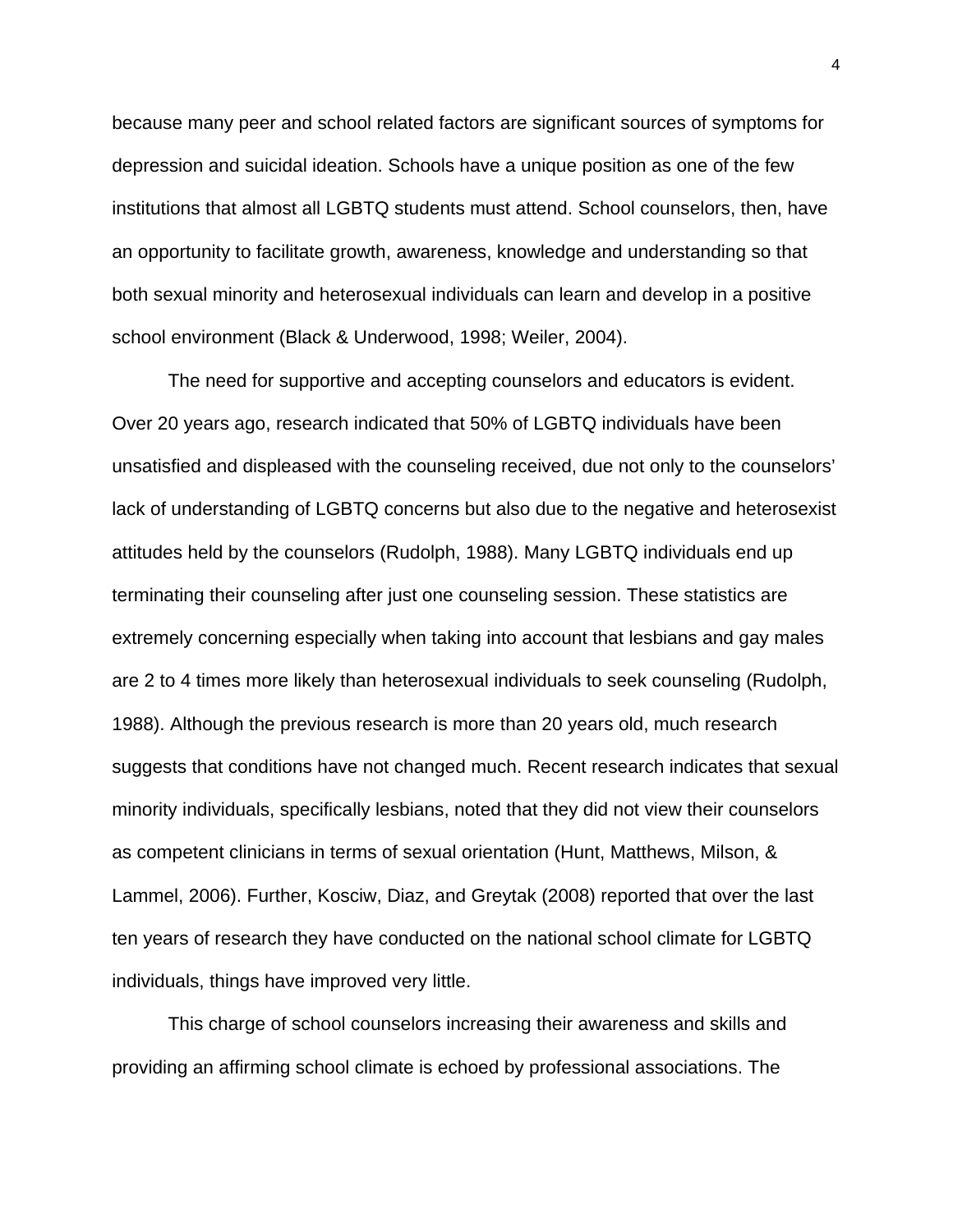because many peer and school related factors are significant sources of symptoms for depression and suicidal ideation. Schools have a unique position as one of the few institutions that almost all LGBTQ students must attend. School counselors, then, have an opportunity to facilitate growth, awareness, knowledge and understanding so that both sexual minority and heterosexual individuals can learn and develop in a positive school environment (Black & Underwood, 1998; Weiler, 2004).

The need for supportive and accepting counselors and educators is evident. Over 20 years ago, research indicated that 50% of LGBTQ individuals have been unsatisfied and displeased with the counseling received, due not only to the counselors' lack of understanding of LGBTQ concerns but also due to the negative and heterosexist attitudes held by the counselors (Rudolph, 1988). Many LGBTQ individuals end up terminating their counseling after just one counseling session. These statistics are extremely concerning especially when taking into account that lesbians and gay males are 2 to 4 times more likely than heterosexual individuals to seek counseling (Rudolph, 1988). Although the previous research is more than 20 years old, much research suggests that conditions have not changed much. Recent research indicates that sexual minority individuals, specifically lesbians, noted that they did not view their counselors as competent clinicians in terms of sexual orientation (Hunt, Matthews, Milson, & Lammel, 2006). Further, Kosciw, Diaz, and Greytak (2008) reported that over the last ten years of research they have conducted on the national school climate for LGBTQ individuals, things have improved very little.

This charge of school counselors increasing their awareness and skills and providing an affirming school climate is echoed by professional associations. The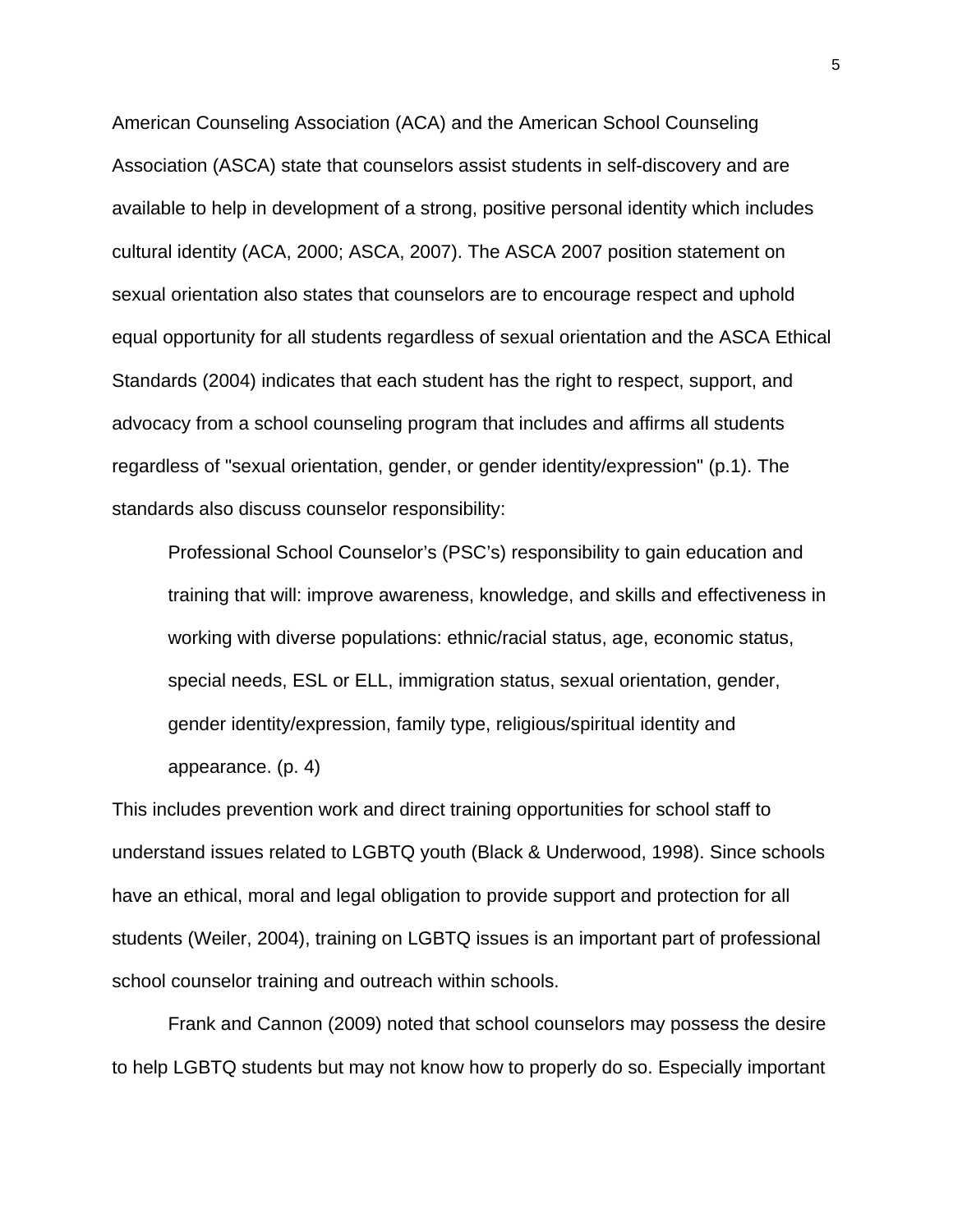American Counseling Association (ACA) and the American School Counseling Association (ASCA) state that counselors assist students in self-discovery and are available to help in development of a strong, positive personal identity which includes cultural identity (ACA, 2000; ASCA, 2007). The ASCA 2007 position statement on sexual orientation also states that counselors are to encourage respect and uphold equal opportunity for all students regardless of sexual orientation and the ASCA Ethical Standards (2004) indicates that each student has the right to respect, support, and advocacy from a school counseling program that includes and affirms all students regardless of "sexual orientation, gender, or gender identity/expression" (p.1). The standards also discuss counselor responsibility:

> Professional School Counselor's (PSC's) responsibility to gain education and training that will: improve awareness, knowledge, and skills and effectiveness in working with diverse populations: ethnic/racial status, age, economic status, special needs, ESL or ELL, immigration status, sexual orientation, gender, gender identity/expression, family type, religious/spiritual identity and appearance. (p. 4)

This includes prevention work and direct training opportunities for school staff to understand issues related to LGBTQ youth (Black & Underwood, 1998). Since schools have an ethical, moral and legal obligation to provide support and protection for all students (Weiler, 2004), training on LGBTQ issues is an important part of professional school counselor training and outreach within schools.

Frank and Cannon (2009) noted that school counselors may possess the desire to help LGBTQ students but may not know how to properly do so. Especially important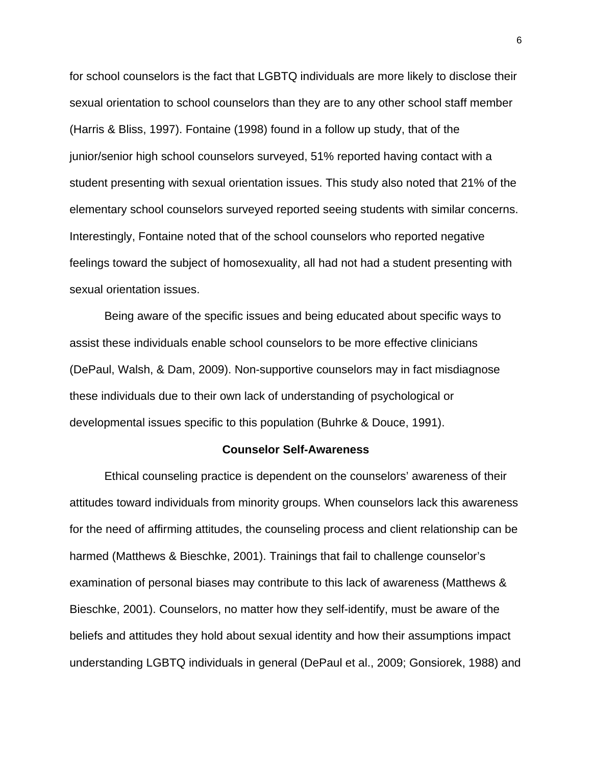for school counselors is the fact that LGBTQ individuals are more likely to disclose their sexual orientation to school counselors than they are to any other school staff member (Harris & Bliss, 1997). Fontaine (1998) found in a follow up study, that of the junior/senior high school counselors surveyed, 51% reported having contact with a student presenting with sexual orientation issues. This study also noted that 21% of the elementary school counselors surveyed reported seeing students with similar concerns. Interestingly, Fontaine noted that of the school counselors who reported negative feelings toward the subject of homosexuality, all had not had a student presenting with sexual orientation issues.

Being aware of the specific issues and being educated about specific ways to assist these individuals enable school counselors to be more effective clinicians (DePaul, Walsh, & Dam, 2009). Non-supportive counselors may in fact misdiagnose these individuals due to their own lack of understanding of psychological or developmental issues specific to this population (Buhrke & Douce, 1991).

## Counselor Self-Awareness

Ethical counseling practice is dependent on the counselors' awareness of their attitudes toward individuals from minority groups. When counselors lack this awareness for the need of affirming attitudes, the counseling process and client relationship can be harmed (Matthews & Bieschke, 2001). Trainings that fail to challenge counselor's examination of personal biases may contribute to this lack of awareness (Matthews & Bieschke, 2001). Counselors, no matter how they self-identify, must be aware of the beliefs and attitudes they hold about sexual identity and how their assumptions impact understanding LGBTQ individuals in general (DePaul et al., 2009; Gonsiorek, 1988) and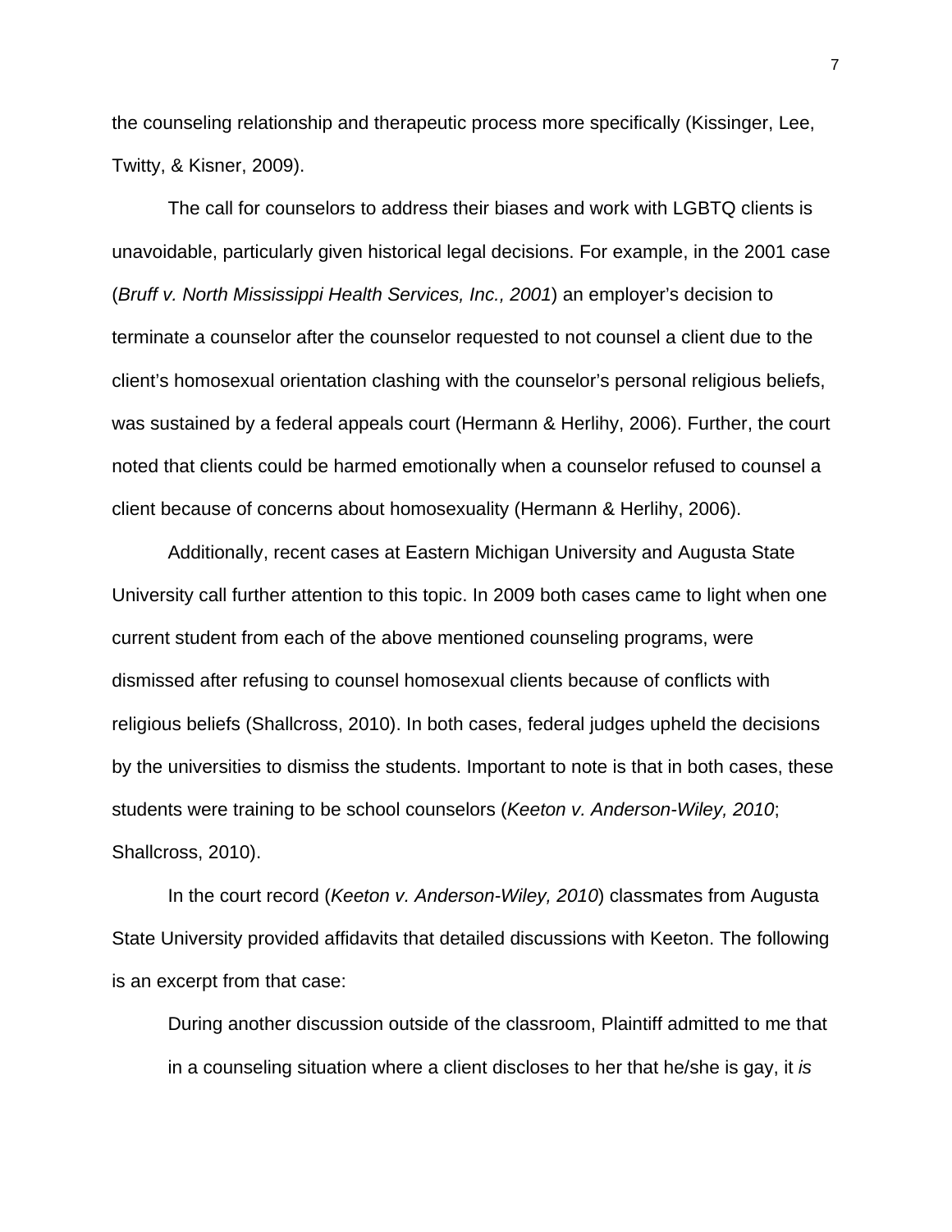the counseling relationship and therapeutic process more specifically (Kissinger, Lee, Twitty, & Kisner, 2009).

The call for counselors to address their biases and work with LGBTQ clients is unavoidable, particularly given historical legal decisions. For example, in the 2001 case (*Bruff v. North Mississippi Health Services, Inc., 2001*) an employer's decision to terminate a counselor after the counselor requested to not counsel a client due to the client's homosexual orientation clashing with the counselor's personal religious beliefs, was sustained by a federal appeals court (Hermann & Herlihy, 2006). Further, the court noted that clients could be harmed emotionally when a counselor refused to counsel a client because of concerns about homosexuality (Hermann & Herlihy, 2006).

Additionally, recent cases at Eastern Michigan University and Augusta State University call further attention to this topic. In 2009 both cases came to light when one current student from each of the above mentioned counseling programs, were dismissed after refusing to counsel homosexual clients because of conflicts with religious beliefs (Shallcross, 2010). In both cases, federal judges upheld the decisions by the universities to dismiss the students. Important to note is that in both cases, these students were training to be school counselors (*Keeton v. Anderson-Wiley, 2010*; Shallcross, 2010).

In the court record (*Keeton v. Anderson-Wiley, 2010*) classmates from Augusta State University provided affidavits that detailed discussions with Keeton. The following is an excerpt from that case:

> During another discussion outside of the classroom, Plaintiff admitted to me that in a counseling situation where a client discloses to her that he/she is gay, it *is*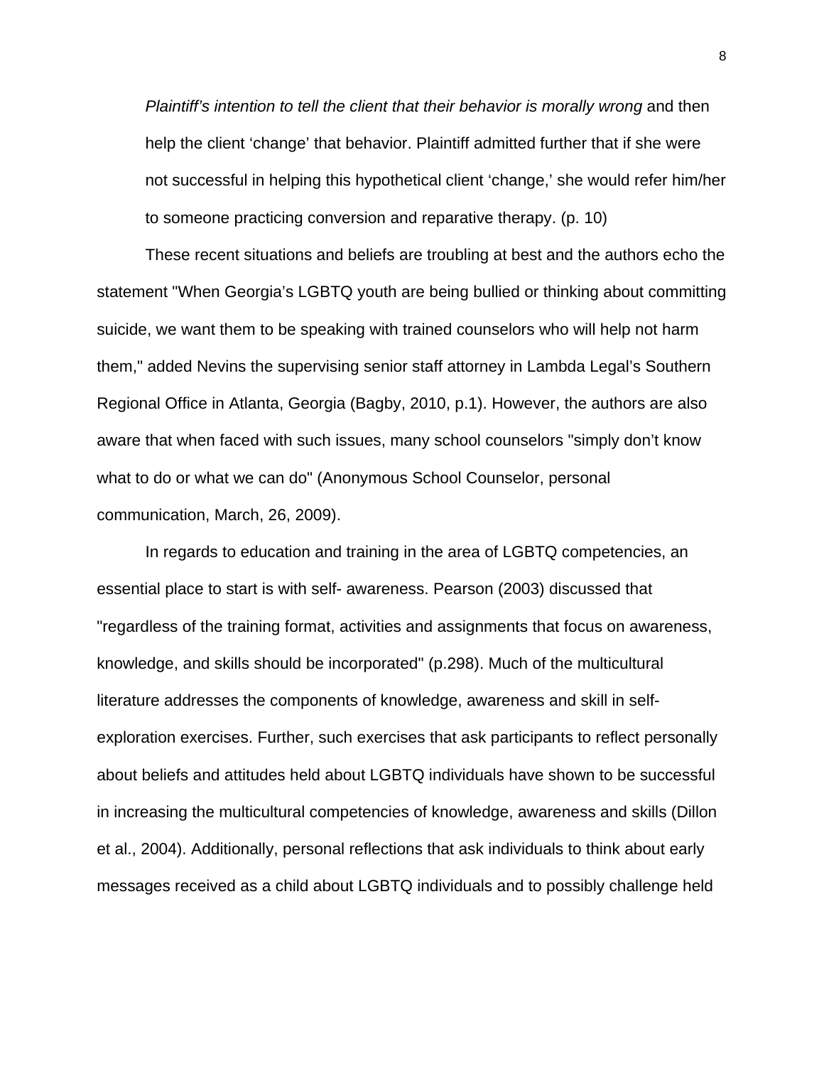*Plaintiff's intention to tell the client that their behavior is morally wrong* and then help the client 'change' that behavior. Plaintiff admitted further that if she were not successful in helping this hypothetical client 'change,' she would refer him/her to someone practicing conversion and reparative therapy. (p. 10)

These recent situations and beliefs are troubling at best and the authors echo the statement "When Georgia's LGBTQ youth are being bullied or thinking about committing suicide, we want them to be speaking with trained counselors who will help not harm them," added Nevins the supervising senior staff attorney in Lambda Legal's Southern Regional Office in Atlanta, Georgia (Bagby, 2010, p.1). However, the authors are also aware that when faced with such issues, many school counselors "simply don't know what to do or what we can do" (Anonymous School Counselor, personal communication, March, 26, 2009).

In regards to education and training in the area of LGBTQ competencies, an essential place to start is with self- awareness. Pearson (2003) discussed that "regardless of the training format, activities and assignments that focus on awareness, knowledge, and skills should be incorporated" (p.298). Much of the multicultural literature addresses the components of knowledge, awareness and skill in self-exploration exercises. Further, such exercises that ask participants to reflect personally about beliefs and attitudes held about LGBTQ individuals have shown to be successful in increasing the multicultural competencies of knowledge, awareness and skills (Dillon et al., 2004). Additionally, personal reflections that ask individuals to think about early messages received as a child about LGBTQ individuals and to possibly challenge held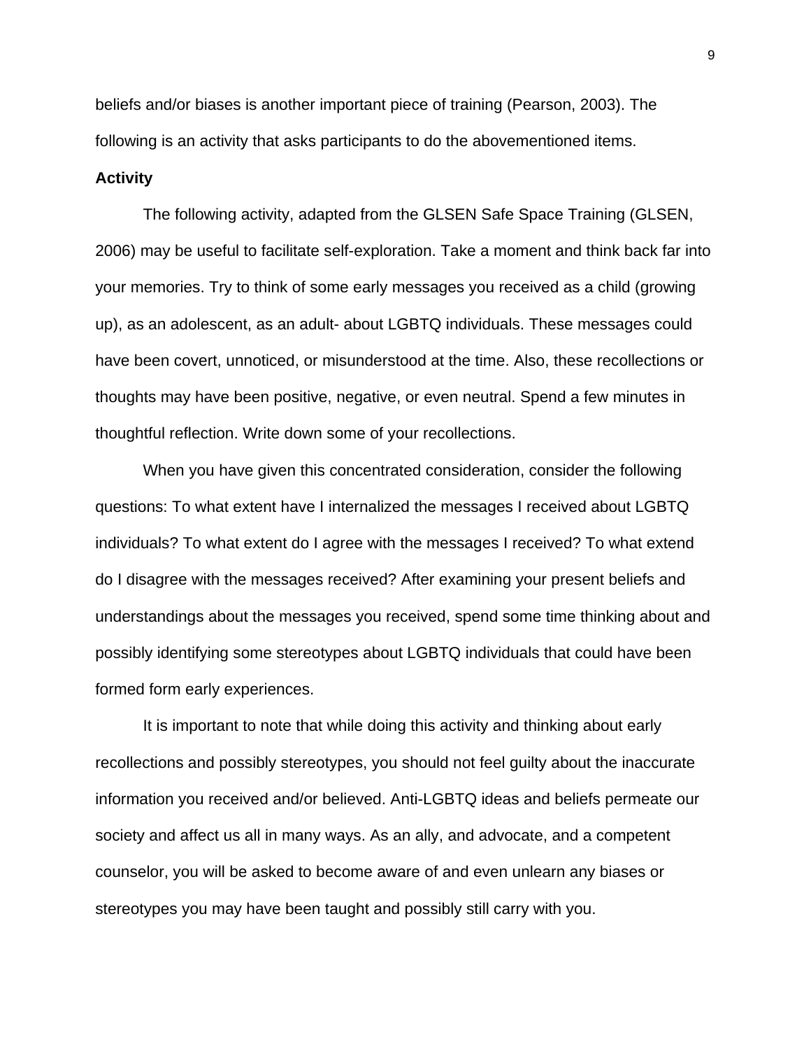beliefs and/or biases is another important piece of training (Pearson, 2003). The following is an activity that asks participants to do the abovementioned items.

**Activity**

The following activity, adapted from the GLSEN Safe Space Training (GLSEN, 2006) may be useful to facilitate self-exploration. Take a moment and think back far into your memories. Try to think of some early messages you received as a child (growing up), as an adolescent, as an adult- about LGBTQ individuals. These messages could have been covert, unnoticed, or misunderstood at the time. Also, these recollections or thoughts may have been positive, negative, or even neutral. Spend a few minutes in thoughtful reflection. Write down some of your recollections.

When you have given this concentrated consideration, consider the following questions: To what extent have I internalized the messages I received about LGBTQ individuals? To what extent do I agree with the messages I received? To what extend do I disagree with the messages received? After examining your present beliefs and understandings about the messages you received, spend some time thinking about and possibly identifying some stereotypes about LGBTQ individuals that could have been formed form early experiences.

It is important to note that while doing this activity and thinking about early recollections and possibly stereotypes, you should not feel guilty about the inaccurate information you received and/or believed. Anti-LGBTQ ideas and beliefs permeate our society and affect us all in many ways. As an ally, and advocate, and a competent counselor, you will be asked to become aware of and even unlearn any biases or stereotypes you may have been taught and possibly still carry with you.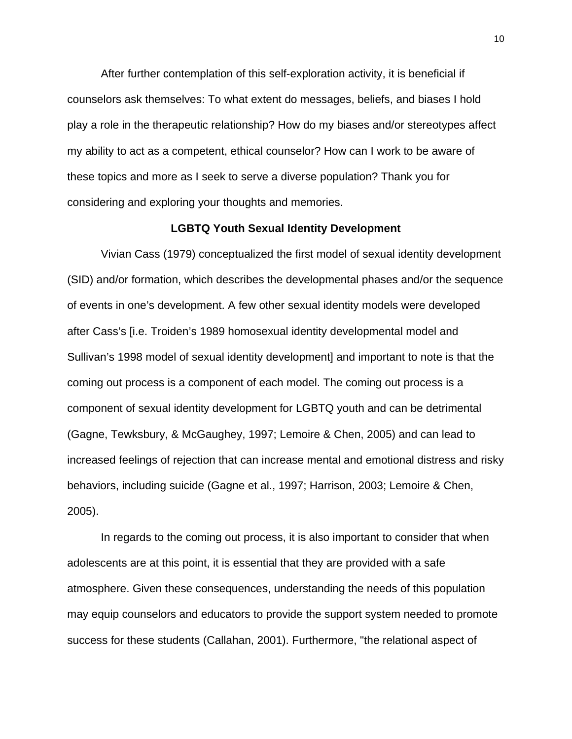After further contemplation of this self-exploration activity, it is beneficial if counselors ask themselves: To what extent do messages, beliefs, and biases I hold play a role in the therapeutic relationship? How do my biases and/or stereotypes affect my ability to act as a competent, ethical counselor? How can I work to be aware of these topics and more as I seek to serve a diverse population? Thank you for considering and exploring your thoughts and memories.

## LGBTQ Youth Sexual Identity Development

Vivian Cass (1979) conceptualized the first model of sexual identity development (SID) and/or formation, which describes the developmental phases and/or the sequence of events in one's development. A few other sexual identity models were developed after Cass's [i.e. Troiden's 1989 homosexual identity developmental model and Sullivan's 1998 model of sexual identity development] and important to note is that the coming out process is a component of each model. The coming out process is a component of sexual identity development for LGBTQ youth and can be detrimental (Gagne, Tewksbury, & McGaughey, 1997; Lemoire & Chen, 2005) and can lead to increased feelings of rejection that can increase mental and emotional distress and risky behaviors, including suicide (Gagne et al., 1997; Harrison, 2003; Lemoire & Chen, 2005).

In regards to the coming out process, it is also important to consider that when adolescents are at this point, it is essential that they are provided with a safe atmosphere. Given these consequences, understanding the needs of this population may equip counselors and educators to provide the support system needed to promote success for these students (Callahan, 2001). Furthermore, "the relational aspect of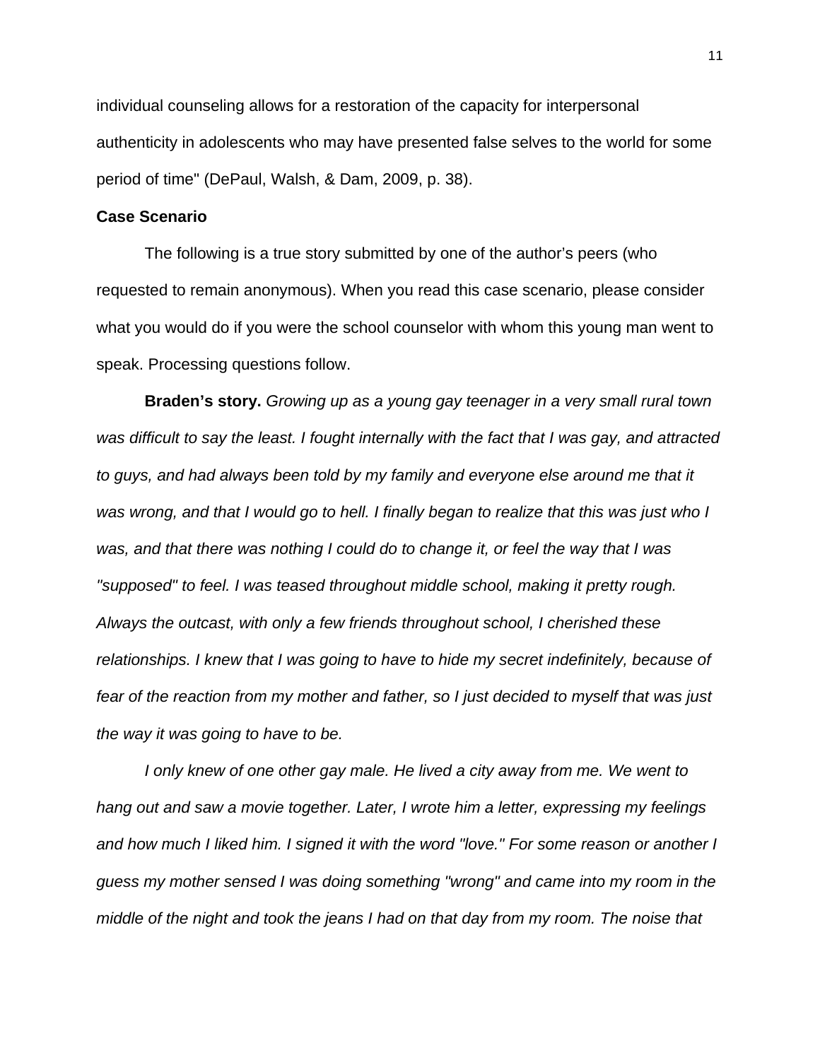individual counseling allows for a restoration of the capacity for interpersonal authenticity in adolescents who may have presented false selves to the world for some period of time" (DePaul, Walsh, & Dam, 2009, p. 38).

**Case Scenario**

The following is a true story submitted by one of the author's peers (who requested to remain anonymous). When you read this case scenario, please consider what you would do if you were the school counselor with whom this young man went to speak. Processing questions follow.

**Braden's story.** *Growing up as a young gay teenager in a very small rural town was difficult to say the least. I fought internally with the fact that I was gay, and attracted to guys, and had always been told by my family and everyone else around me that it was wrong, and that I would go to hell. I finally began to realize that this was just who I was, and that there was nothing I could do to change it, or feel the way that I was "supposed" to feel. I was teased throughout middle school, making it pretty rough. Always the outcast, with only a few friends throughout school, I cherished these relationships. I knew that I was going to have to hide my secret indefinitely, because of fear of the reaction from my mother and father, so I just decided to myself that was just the way it was going to have to be.*

*I only knew of one other gay male. He lived a city away from me. We went to hang out and saw a movie together. Later, I wrote him a letter, expressing my feelings and how much I liked him. I signed it with the word "love." For some reason or another I guess my mother sensed I was doing something "wrong" and came into my room in the middle of the night and took the jeans I had on that day from my room. The noise that*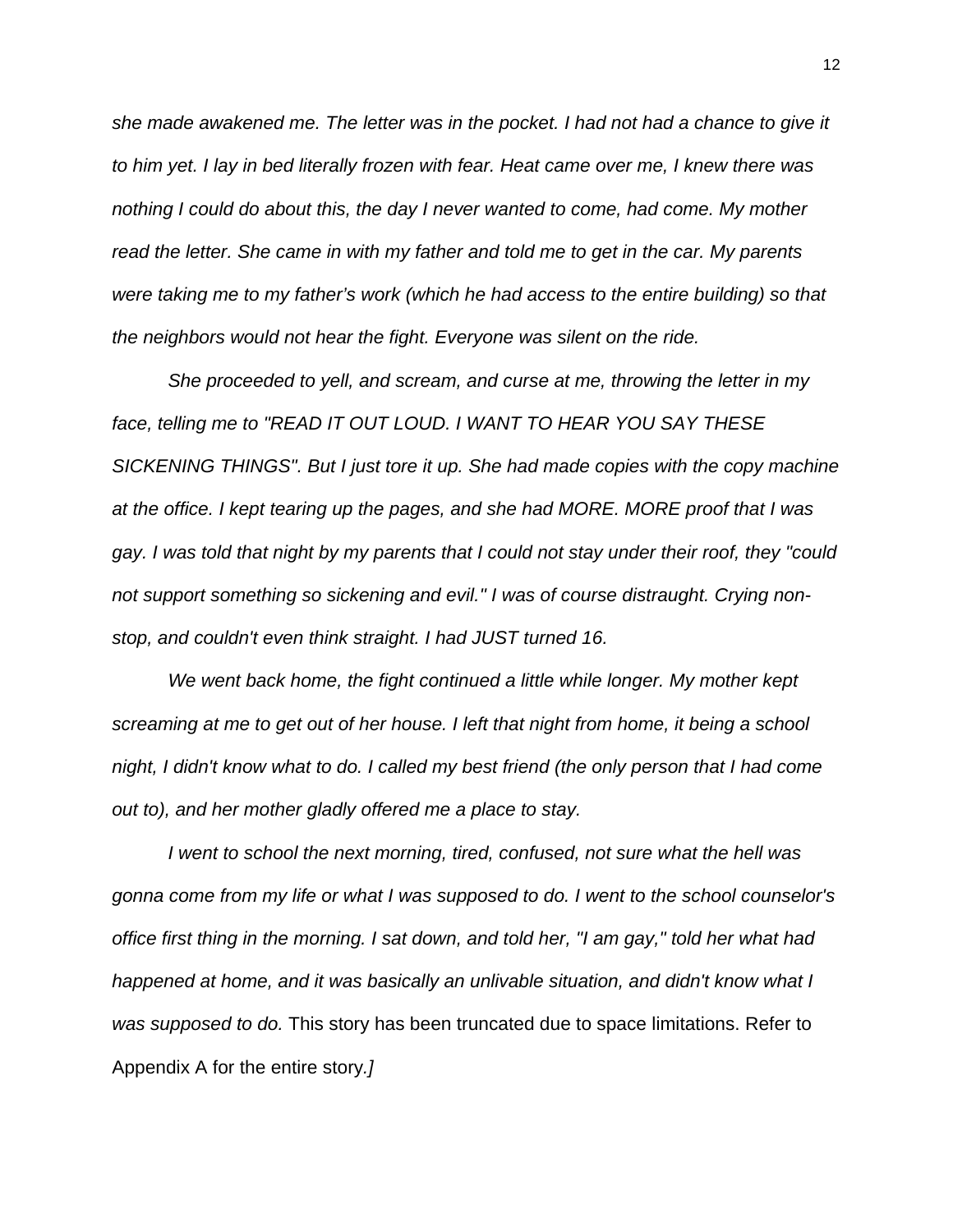*she made awakened me. The letter was in the pocket. I had not had a chance to give it to him yet. I lay in bed literally frozen with fear. Heat came over me, I knew there was nothing I could do about this, the day I never wanted to come, had come. My mother read the letter. She came in with my father and told me to get in the car. My parents were taking me to my father's work (which he had access to the entire building) so that the neighbors would not hear the fight. Everyone was silent on the ride.*

*She proceeded to yell, and scream, and curse at me, throwing the letter in my face, telling me to "READ IT OUT LOUD. I WANT TO HEAR YOU SAY THESE SICKENING THINGS". But I just tore it up. She had made copies with the copy machine at the office. I kept tearing up the pages, and she had MORE. MORE proof that I was gay. I was told that night by my parents that I could not stay under their roof, they "could not support something so sickening and evil." I was of course distraught. Crying non-stop, and couldn't even think straight. I had JUST turned 16.*

*We went back home, the fight continued a little while longer. My mother kept screaming at me to get out of her house. I left that night from home, it being a school night, I didn't know what to do. I called my best friend (the only person that I had come out to), and her mother gladly offered me a place to stay.*

*I went to school the next morning, tired, confused, not sure what the hell was gonna come from my life or what I was supposed to do. I went to the school counselor's office first thing in the morning. I sat down, and told her, "I am gay," told her what had happened at home, and it was basically an unlivable situation, and didn't know what I was supposed to do.* This story has been truncated due to space limitations. Refer to Appendix A for the entire story.*]*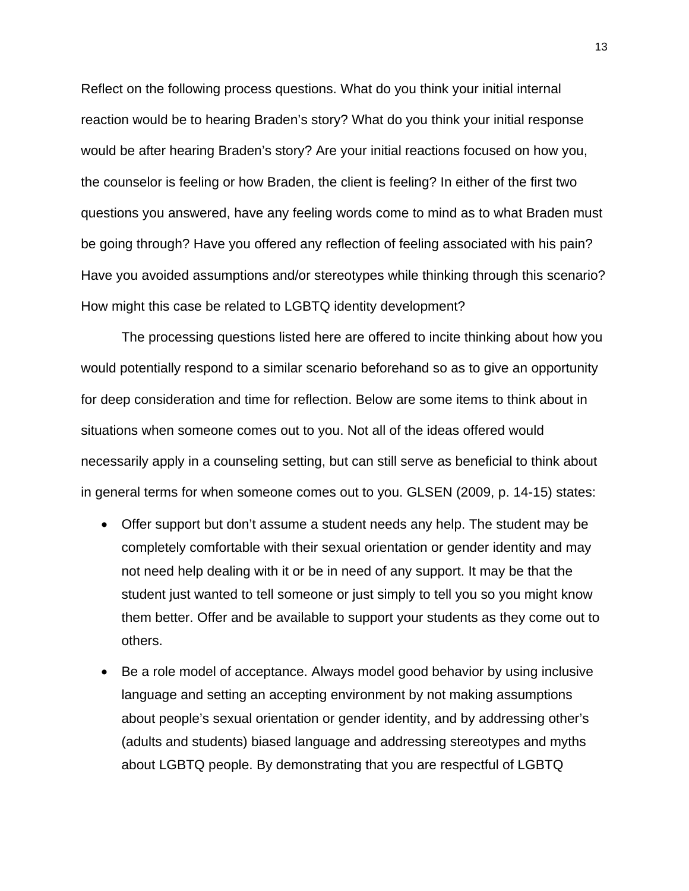Reflect on the following process questions. What do you think your initial internal reaction would be to hearing Braden's story? What do you think your initial response would be after hearing Braden's story? Are your initial reactions focused on how you, the counselor is feeling or how Braden, the client is feeling? In either of the first two questions you answered, have any feeling words come to mind as to what Braden must be going through? Have you offered any reflection of feeling associated with his pain? Have you avoided assumptions and/or stereotypes while thinking through this scenario? How might this case be related to LGBTQ identity development?

The processing questions listed here are offered to incite thinking about how you would potentially respond to a similar scenario beforehand so as to give an opportunity for deep consideration and time for reflection. Below are some items to think about in situations when someone comes out to you. Not all of the ideas offered would necessarily apply in a counseling setting, but can still serve as beneficial to think about in general terms for when someone comes out to you. GLSEN (2009, p. 14-15) states:

- Offer support but don't assume a student needs any help. The student may be completely comfortable with their sexual orientation or gender identity and may not need help dealing with it or be in need of any support. It may be that the student just wanted to tell someone or just simply to tell you so you might know them better. Offer and be available to support your students as they come out to others.
- Be a role model of acceptance. Always model good behavior by using inclusive language and setting an accepting environment by not making assumptions about people's sexual orientation or gender identity, and by addressing other's (adults and students) biased language and addressing stereotypes and myths about LGBTQ people. By demonstrating that you are respectful of LGBTQ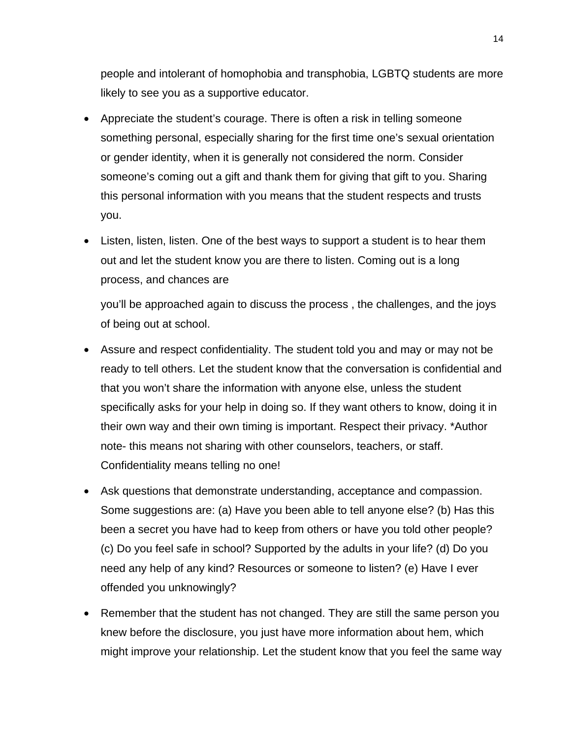people and intolerant of homophobia and transphobia, LGBTQ students are more likely to see you as a supportive educator.

- Appreciate the student's courage. There is often a risk in telling someone something personal, especially sharing for the first time one's sexual orientation or gender identity, when it is generally not considered the norm. Consider someone's coming out a gift and thank them for giving that gift to you. Sharing this personal information with you means that the student respects and trusts you.
- Listen, listen, listen. One of the best ways to support a student is to hear them out and let the student know you are there to listen. Coming out is a long process, and chances are

  you'll be approached again to discuss the process , the challenges, and the joys of being out at school.
- Assure and respect confidentiality. The student told you and may or may not be ready to tell others. Let the student know that the conversation is confidential and that you won't share the information with anyone else, unless the student specifically asks for your help in doing so. If they want others to know, doing it in their own way and their own timing is important. Respect their privacy. *Author note- this means not sharing with other counselors, teachers, or staff. Confidentiality means telling no one!
- Ask questions that demonstrate understanding, acceptance and compassion. Some suggestions are: (a) Have you been able to tell anyone else? (b) Has this been a secret you have had to keep from others or have you told other people? (c) Do you feel safe in school? Supported by the adults in your life? (d) Do you need any help of any kind? Resources or someone to listen? (e) Have I ever offended you unknowingly?
- Remember that the student has not changed. They are still the same person you knew before the disclosure, you just have more information about hem, which might improve your relationship. Let the student know that you feel the same way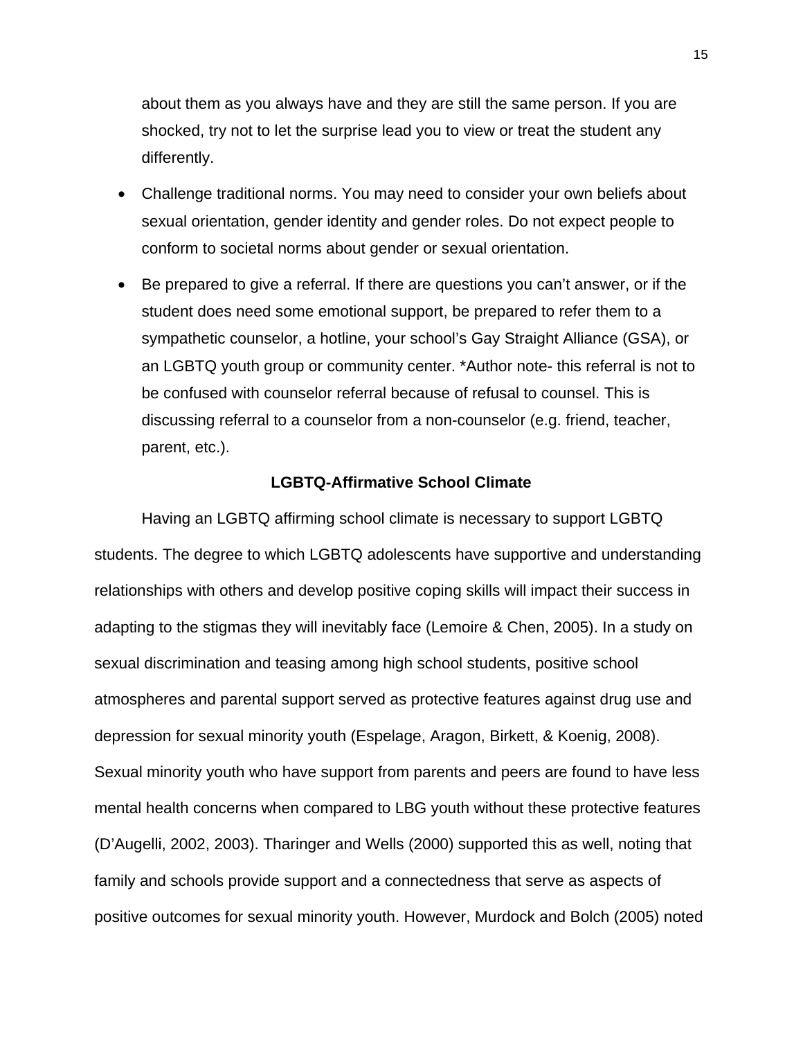about them as you always have and they are still the same person. If you are shocked, try not to let the surprise lead you to view or treat the student any differently.

- Challenge traditional norms. You may need to consider your own beliefs about sexual orientation, gender identity and gender roles. Do not expect people to conform to societal norms about gender or sexual orientation.
- Be prepared to give a referral. If there are questions you can't answer, or if the student does need some emotional support, be prepared to refer them to a sympathetic counselor, a hotline, your school's Gay Straight Alliance (GSA), or an LGBTQ youth group or community center. *Author note- this referral is not to be confused with counselor referral because of refusal to counsel. This is discussing referral to a counselor from a non-counselor (e.g. friend, teacher, parent, etc.).

## LGBTQ-Affirmative School Climate

Having an LGBTQ affirming school climate is necessary to support LGBTQ students. The degree to which LGBTQ adolescents have supportive and understanding relationships with others and develop positive coping skills will impact their success in adapting to the stigmas they will inevitably face (Lemoire & Chen, 2005). In a study on sexual discrimination and teasing among high school students, positive school atmospheres and parental support served as protective features against drug use and depression for sexual minority youth (Espelage, Aragon, Birkett, & Koenig, 2008). Sexual minority youth who have support from parents and peers are found to have less mental health concerns when compared to LBG youth without these protective features (D'Augelli, 2002, 2003). Tharinger and Wells (2000) supported this as well, noting that family and schools provide support and a connectedness that serve as aspects of positive outcomes for sexual minority youth. However, Murdock and Bolch (2005) noted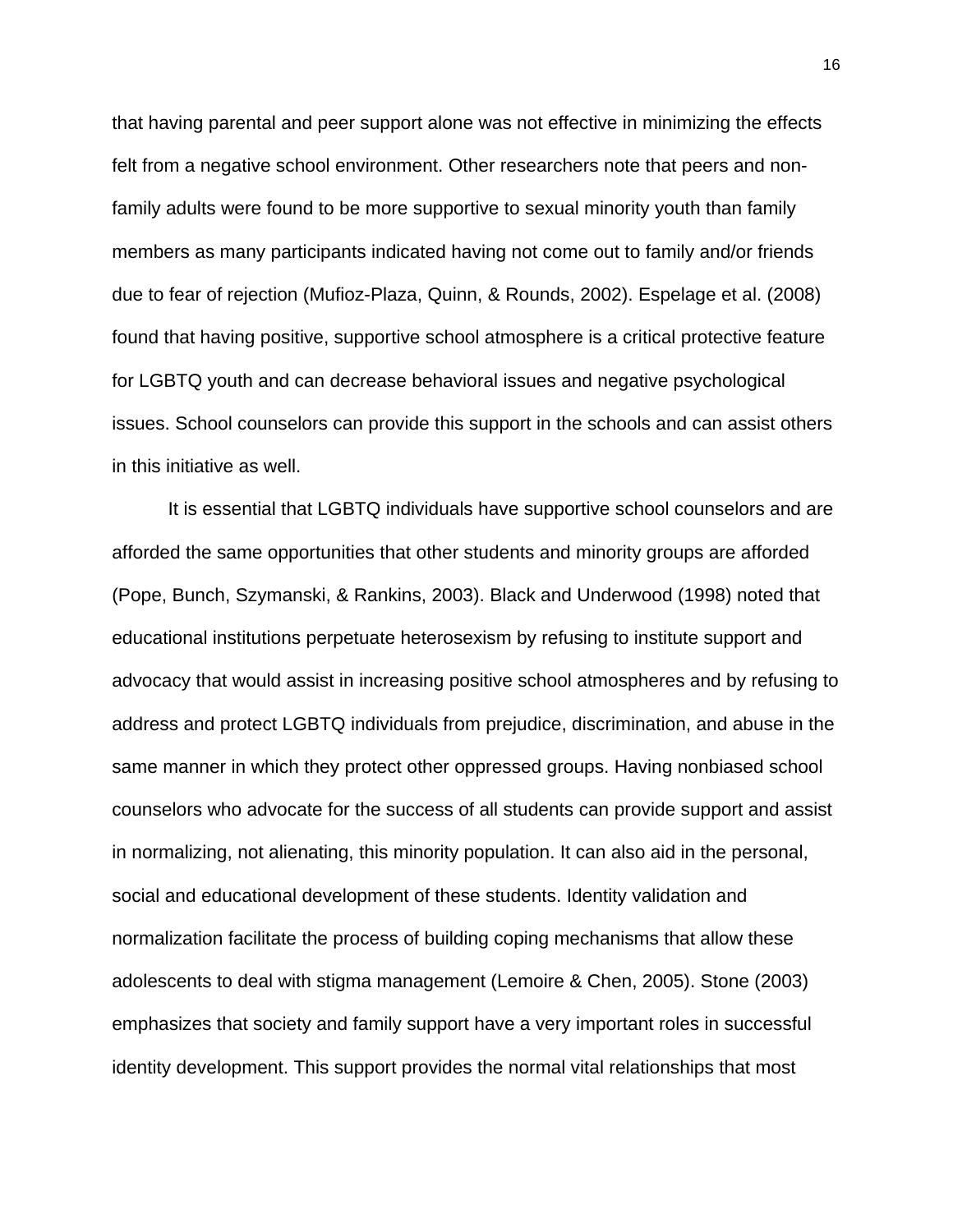that having parental and peer support alone was not effective in minimizing the effects felt from a negative school environment. Other researchers note that peers and non-family adults were found to be more supportive to sexual minority youth than family members as many participants indicated having not come out to family and/or friends due to fear of rejection (Mufioz-Plaza, Quinn, & Rounds, 2002). Espelage et al. (2008) found that having positive, supportive school atmosphere is a critical protective feature for LGBTQ youth and can decrease behavioral issues and negative psychological issues. School counselors can provide this support in the schools and can assist others in this initiative as well.

It is essential that LGBTQ individuals have supportive school counselors and are afforded the same opportunities that other students and minority groups are afforded (Pope, Bunch, Szymanski, & Rankins, 2003). Black and Underwood (1998) noted that educational institutions perpetuate heterosexism by refusing to institute support and advocacy that would assist in increasing positive school atmospheres and by refusing to address and protect LGBTQ individuals from prejudice, discrimination, and abuse in the same manner in which they protect other oppressed groups. Having nonbiased school counselors who advocate for the success of all students can provide support and assist in normalizing, not alienating, this minority population. It can also aid in the personal, social and educational development of these students. Identity validation and normalization facilitate the process of building coping mechanisms that allow these adolescents to deal with stigma management (Lemoire & Chen, 2005). Stone (2003) emphasizes that society and family support have a very important roles in successful identity development. This support provides the normal vital relationships that most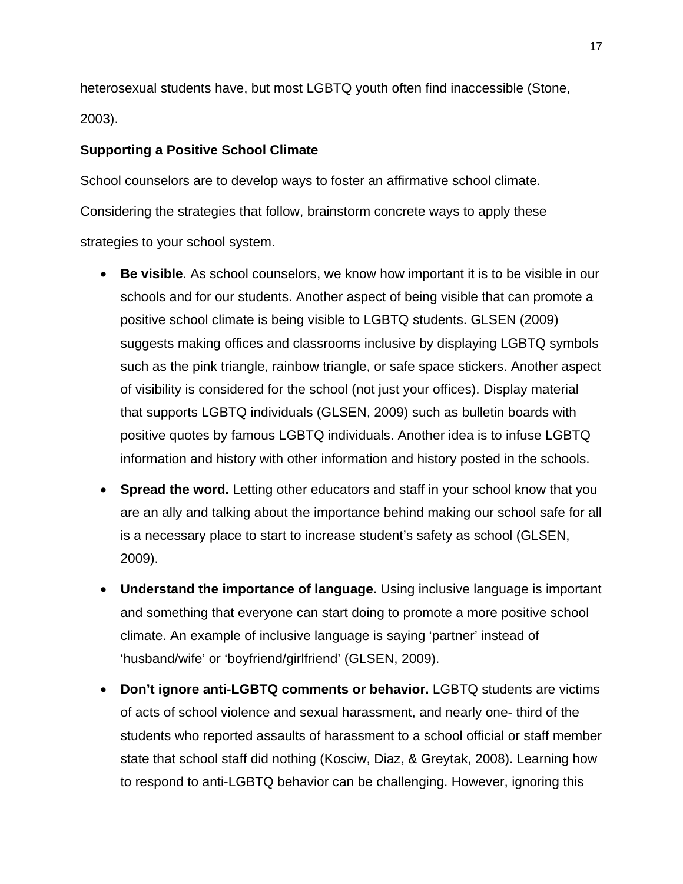heterosexual students have, but most LGBTQ youth often find inaccessible (Stone, 2003).

**Supporting a Positive School Climate**

School counselors are to develop ways to foster an affirmative school climate. Considering the strategies that follow, brainstorm concrete ways to apply these strategies to your school system.

- **Be visible**. As school counselors, we know how important it is to be visible in our schools and for our students. Another aspect of being visible that can promote a positive school climate is being visible to LGBTQ students. GLSEN (2009) suggests making offices and classrooms inclusive by displaying LGBTQ symbols such as the pink triangle, rainbow triangle, or safe space stickers. Another aspect of visibility is considered for the school (not just your offices). Display material that supports LGBTQ individuals (GLSEN, 2009) such as bulletin boards with positive quotes by famous LGBTQ individuals. Another idea is to infuse LGBTQ information and history with other information and history posted in the schools.
- **Spread the word.** Letting other educators and staff in your school know that you are an ally and talking about the importance behind making our school safe for all is a necessary place to start to increase student's safety as school (GLSEN, 2009).
- **Understand the importance of language.** Using inclusive language is important and something that everyone can start doing to promote a more positive school climate. An example of inclusive language is saying 'partner' instead of 'husband/wife' or 'boyfriend/girlfriend' (GLSEN, 2009).
- **Don't ignore anti-LGBTQ comments or behavior.** LGBTQ students are victims of acts of school violence and sexual harassment, and nearly one- third of the students who reported assaults of harassment to a school official or staff member state that school staff did nothing (Kosciw, Diaz, & Greytak, 2008). Learning how to respond to anti-LGBTQ behavior can be challenging. However, ignoring this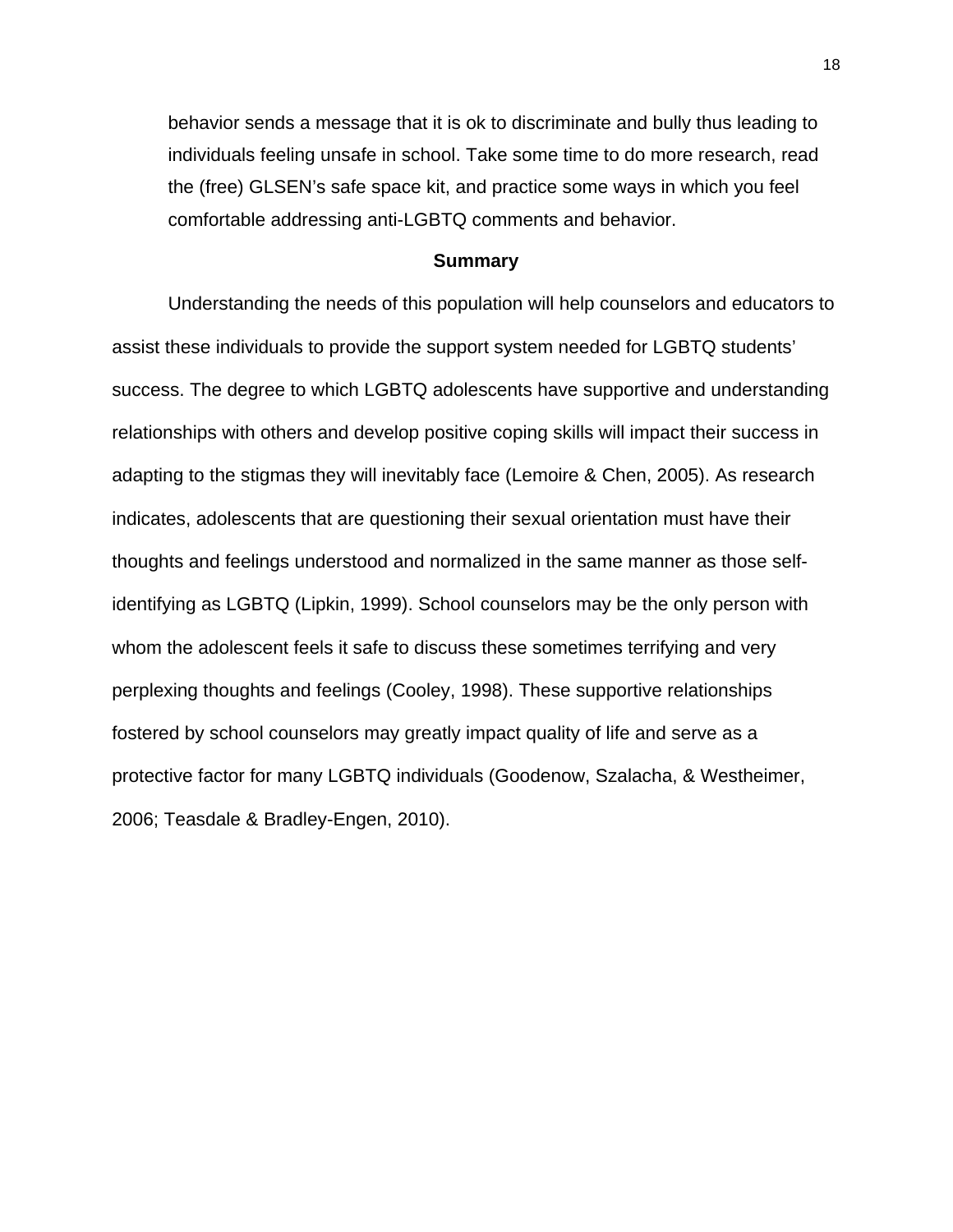behavior sends a message that it is ok to discriminate and bully thus leading to individuals feeling unsafe in school. Take some time to do more research, read the (free) GLSEN's safe space kit, and practice some ways in which you feel comfortable addressing anti-LGBTQ comments and behavior.

## Summary

Understanding the needs of this population will help counselors and educators to assist these individuals to provide the support system needed for LGBTQ students' success. The degree to which LGBTQ adolescents have supportive and understanding relationships with others and develop positive coping skills will impact their success in adapting to the stigmas they will inevitably face (Lemoire & Chen, 2005). As research indicates, adolescents that are questioning their sexual orientation must have their thoughts and feelings understood and normalized in the same manner as those self-identifying as LGBTQ (Lipkin, 1999). School counselors may be the only person with whom the adolescent feels it safe to discuss these sometimes terrifying and very perplexing thoughts and feelings (Cooley, 1998). These supportive relationships fostered by school counselors may greatly impact quality of life and serve as a protective factor for many LGBTQ individuals (Goodenow, Szalacha, & Westheimer, 2006; Teasdale & Bradley-Engen, 2010).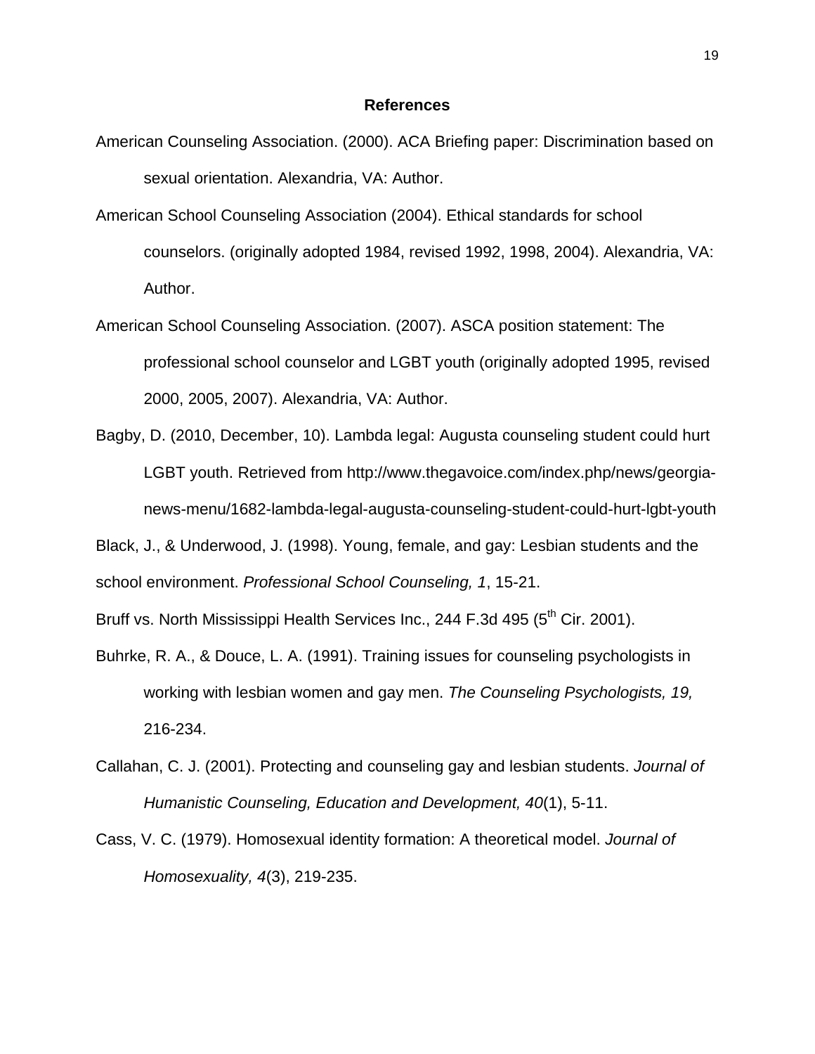## References

American Counseling Association. (2000). ACA Briefing paper: Discrimination based on sexual orientation. Alexandria, VA: Author.

American School Counseling Association (2004). Ethical standards for school counselors. (originally adopted 1984, revised 1992, 1998, 2004). Alexandria, VA: Author.

American School Counseling Association. (2007). ASCA position statement: The professional school counselor and LGBT youth (originally adopted 1995, revised 2000, 2005, 2007). Alexandria, VA: Author.

Bagby, D. (2010, December, 10). Lambda legal: Augusta counseling student could hurt LGBT youth. Retrieved from http://www.thegavoice.com/index.php/news/georgia-news-menu/1682-lambda-legal-augusta-counseling-student-could-hurt-lgbt-youth

Black, J., & Underwood, J. (1998). Young, female, and gay: Lesbian students and the school environment. *Professional School Counseling, 1*, 15-21.

Bruff vs. North Mississippi Health Services Inc., 244 F.3d 495 (5th Cir. 2001).

Buhrke, R. A., & Douce, L. A. (1991). Training issues for counseling psychologists in working with lesbian women and gay men. *The Counseling Psychologists, 19,* 216-234.

Callahan, C. J. (2001). Protecting and counseling gay and lesbian students. *Journal of Humanistic Counseling, Education and Development, 40*(1), 5-11.

Cass, V. C. (1979). Homosexual identity formation: A theoretical model. *Journal of Homosexuality, 4*(3), 219-235.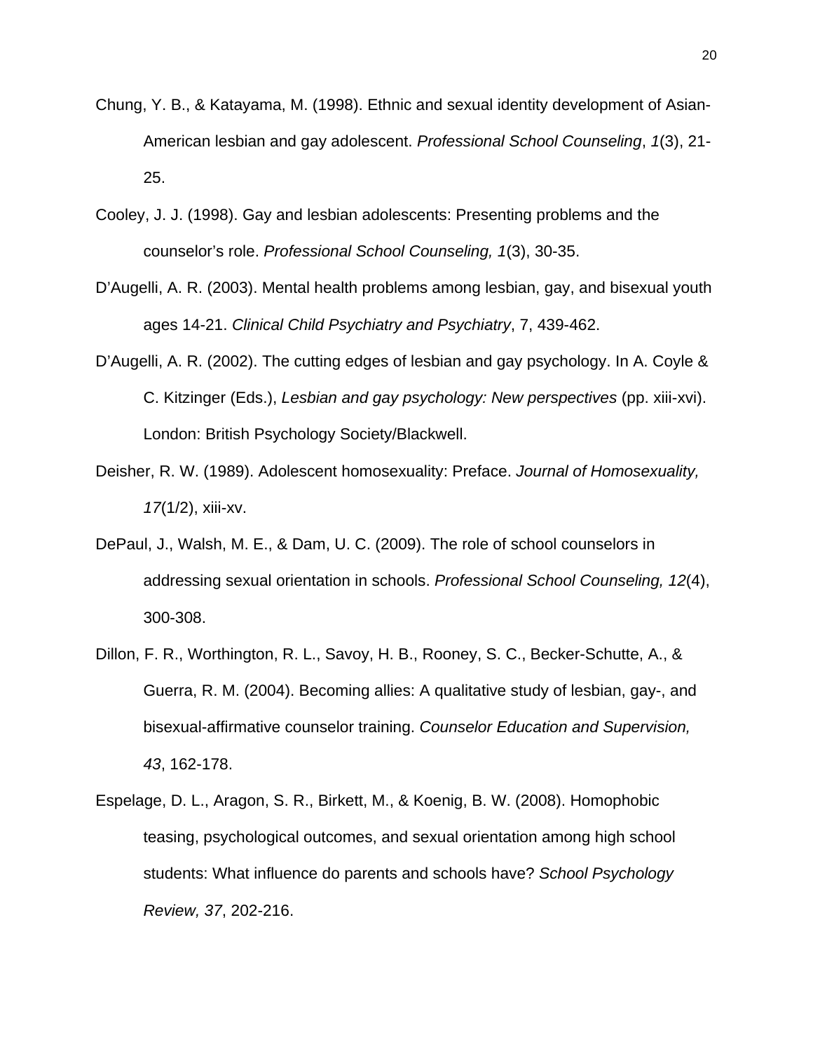Chung, Y. B., & Katayama, M. (1998). Ethnic and sexual identity development of Asian-American lesbian and gay adolescent. *Professional School Counseling*, *1*(3), 21-25.

Cooley, J. J. (1998). Gay and lesbian adolescents: Presenting problems and the counselor's role. *Professional School Counseling, 1*(3), 30-35.

D'Augelli, A. R. (2003). Mental health problems among lesbian, gay, and bisexual youth ages 14-21. *Clinical Child Psychiatry and Psychiatry*, 7, 439-462.

D'Augelli, A. R. (2002). The cutting edges of lesbian and gay psychology. In A. Coyle & C. Kitzinger (Eds.), *Lesbian and gay psychology: New perspectives* (pp. xiii-xvi). London: British Psychology Society/Blackwell.

Deisher, R. W. (1989). Adolescent homosexuality: Preface. *Journal of Homosexuality, 17*(1/2), xiii-xv.

DePaul, J., Walsh, M. E., & Dam, U. C. (2009). The role of school counselors in addressing sexual orientation in schools. *Professional School Counseling, 12*(4), 300-308.

Dillon, F. R., Worthington, R. L., Savoy, H. B., Rooney, S. C., Becker-Schutte, A., & Guerra, R. M. (2004). Becoming allies: A qualitative study of lesbian, gay-, and bisexual-affirmative counselor training. *Counselor Education and Supervision, 43*, 162-178.

Espelage, D. L., Aragon, S. R., Birkett, M., & Koenig, B. W. (2008). Homophobic teasing, psychological outcomes, and sexual orientation among high school students: What influence do parents and schools have? *School Psychology Review, 37*, 202-216.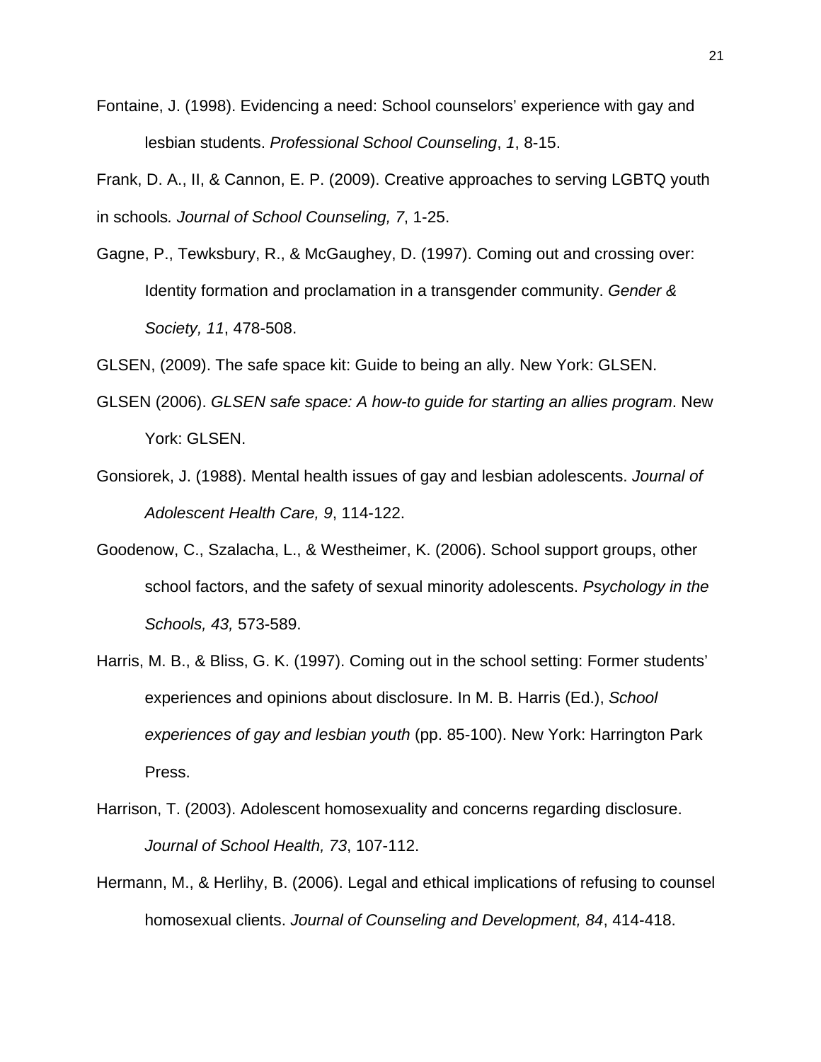Fontaine, J. (1998). Evidencing a need: School counselors' experience with gay and lesbian students. *Professional School Counseling*, *1*, 8-15.

Frank, D. A., II, & Cannon, E. P. (2009). Creative approaches to serving LGBTQ youth in schools*. Journal of School Counseling, 7*, 1-25.

Gagne, P., Tewksbury, R., & McGaughey, D. (1997). Coming out and crossing over: Identity formation and proclamation in a transgender community. *Gender & Society, 11*, 478-508.

GLSEN, (2009). The safe space kit: Guide to being an ally. New York: GLSEN.

GLSEN (2006). *GLSEN safe space: A how-to guide for starting an allies program*. New York: GLSEN.

Gonsiorek, J. (1988). Mental health issues of gay and lesbian adolescents. *Journal of Adolescent Health Care, 9*, 114-122.

Goodenow, C., Szalacha, L., & Westheimer, K. (2006). School support groups, other school factors, and the safety of sexual minority adolescents. *Psychology in the Schools, 43,* 573-589.

Harris, M. B., & Bliss, G. K. (1997). Coming out in the school setting: Former students' experiences and opinions about disclosure. In M. B. Harris (Ed.), *School experiences of gay and lesbian youth* (pp. 85-100). New York: Harrington Park Press.

Harrison, T. (2003). Adolescent homosexuality and concerns regarding disclosure. *Journal of School Health, 73*, 107-112.

Hermann, M., & Herlihy, B. (2006). Legal and ethical implications of refusing to counsel homosexual clients. *Journal of Counseling and Development, 84*, 414-418.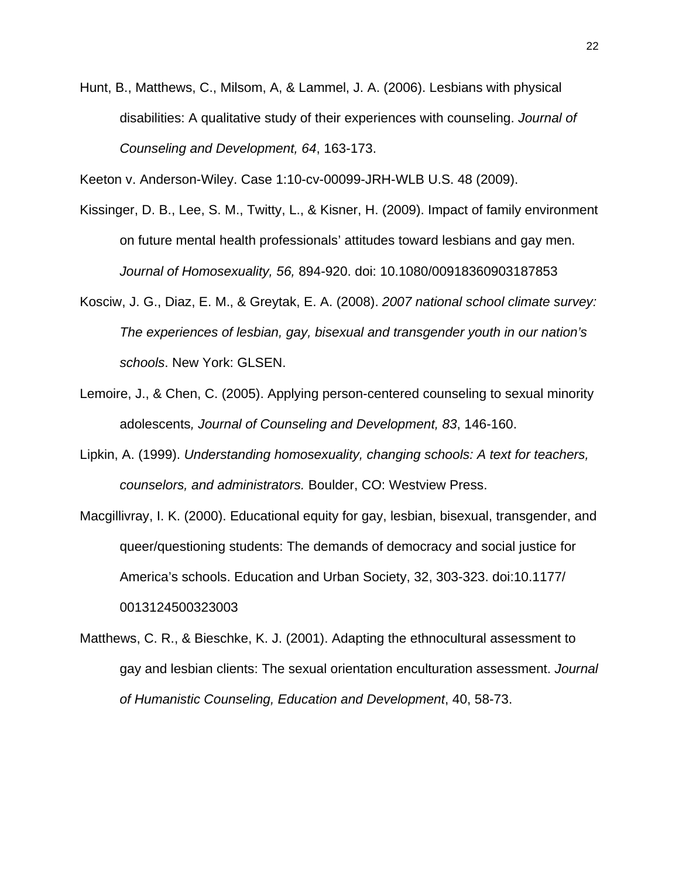Hunt, B., Matthews, C., Milsom, A, & Lammel, J. A. (2006). Lesbians with physical disabilities: A qualitative study of their experiences with counseling. *Journal of Counseling and Development, 64*, 163-173.

Keeton v. Anderson-Wiley. Case 1:10-cv-00099-JRH-WLB U.S. 48 (2009).

Kissinger, D. B., Lee, S. M., Twitty, L., & Kisner, H. (2009). Impact of family environment on future mental health professionals' attitudes toward lesbians and gay men. *Journal of Homosexuality, 56,* 894-920. doi: 10.1080/00918360903187853

Kosciw, J. G., Diaz, E. M., & Greytak, E. A. (2008). *2007 national school climate survey: The experiences of lesbian, gay, bisexual and transgender youth in our nation's schools*. New York: GLSEN.

Lemoire, J., & Chen, C. (2005). Applying person-centered counseling to sexual minority adolescents*, Journal of Counseling and Development, 83*, 146-160.

Lipkin, A. (1999). *Understanding homosexuality, changing schools: A text for teachers, counselors, and administrators.* Boulder, CO: Westview Press.

Macgillivray, I. K. (2000). Educational equity for gay, lesbian, bisexual, transgender, and queer/questioning students: The demands of democracy and social justice for America's schools. Education and Urban Society, 32, 303-323. doi:10.1177/ 0013124500323003

Matthews, C. R., & Bieschke, K. J. (2001). Adapting the ethnocultural assessment to gay and lesbian clients: The sexual orientation enculturation assessment. *Journal of Humanistic Counseling, Education and Development*, 40, 58-73.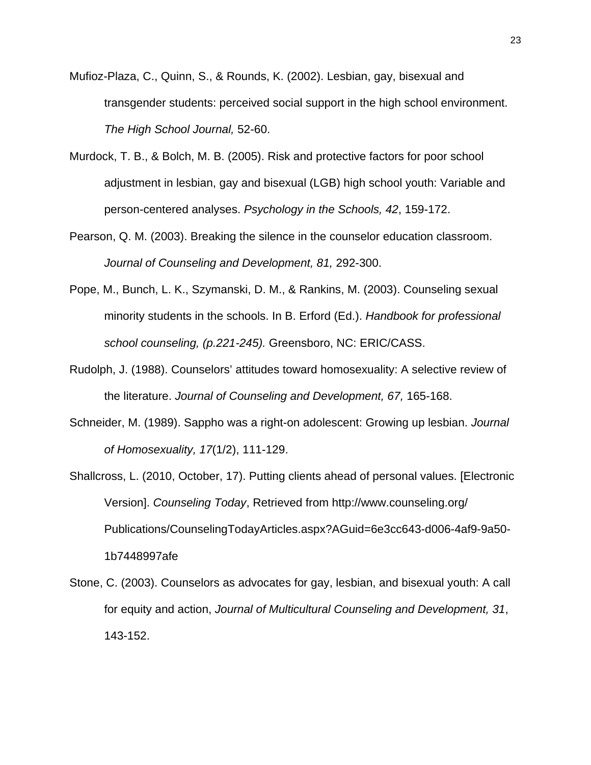Mufioz-Plaza, C., Quinn, S., & Rounds, K. (2002). Lesbian, gay, bisexual and transgender students: perceived social support in the high school environment. *The High School Journal,* 52-60.

Murdock, T. B., & Bolch, M. B. (2005). Risk and protective factors for poor school adjustment in lesbian, gay and bisexual (LGB) high school youth: Variable and person-centered analyses. *Psychology in the Schools, 42*, 159-172.

Pearson, Q. M. (2003). Breaking the silence in the counselor education classroom. *Journal of Counseling and Development, 81,* 292-300.

Pope, M., Bunch, L. K., Szymanski, D. M., & Rankins, M. (2003). Counseling sexual minority students in the schools. In B. Erford (Ed.). *Handbook for professional school counseling, (p.221-245).* Greensboro, NC: ERIC/CASS.

Rudolph, J. (1988). Counselors' attitudes toward homosexuality: A selective review of the literature. *Journal of Counseling and Development, 67,* 165-168.

Schneider, M. (1989). Sappho was a right-on adolescent: Growing up lesbian. *Journal of Homosexuality, 17*(1/2), 111-129.

Shallcross, L. (2010, October, 17). Putting clients ahead of personal values. [Electronic Version]. *Counseling Today*, Retrieved from http://www.counseling.org/Publications/CounselingTodayArticles.aspx?AGuid=6e3cc643-d006-4af9-9a50-1b7448997afe

Stone, C. (2003). Counselors as advocates for gay, lesbian, and bisexual youth: A call for equity and action, *Journal of Multicultural Counseling and Development, 31*, 143-152.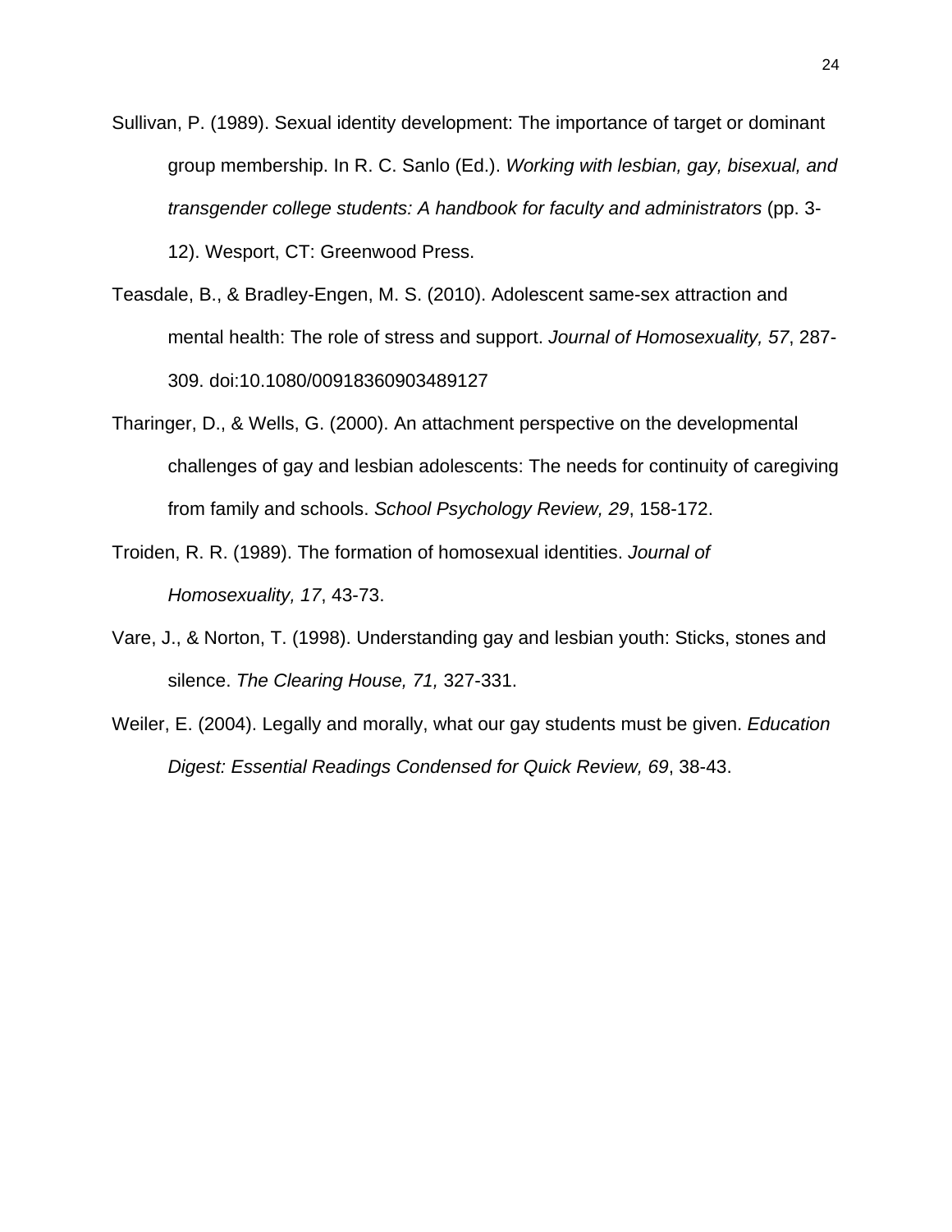Sullivan, P. (1989). Sexual identity development: The importance of target or dominant group membership. In R. C. Sanlo (Ed.). *Working with lesbian, gay, bisexual, and transgender college students: A handbook for faculty and administrators* (pp. 3-12). Wesport, CT: Greenwood Press.

Teasdale, B., & Bradley-Engen, M. S. (2010). Adolescent same-sex attraction and mental health: The role of stress and support. *Journal of Homosexuality, 57*, 287-309. doi:10.1080/00918360903489127

Tharinger, D., & Wells, G. (2000). An attachment perspective on the developmental challenges of gay and lesbian adolescents: The needs for continuity of caregiving from family and schools. *School Psychology Review, 29*, 158-172.

Troiden, R. R. (1989). The formation of homosexual identities. *Journal of Homosexuality, 17*, 43-73.

Vare, J., & Norton, T. (1998). Understanding gay and lesbian youth: Sticks, stones and silence. *The Clearing House, 71,* 327-331.

Weiler, E. (2004). Legally and morally, what our gay students must be given. *Education Digest: Essential Readings Condensed for Quick Review, 69*, 38-43.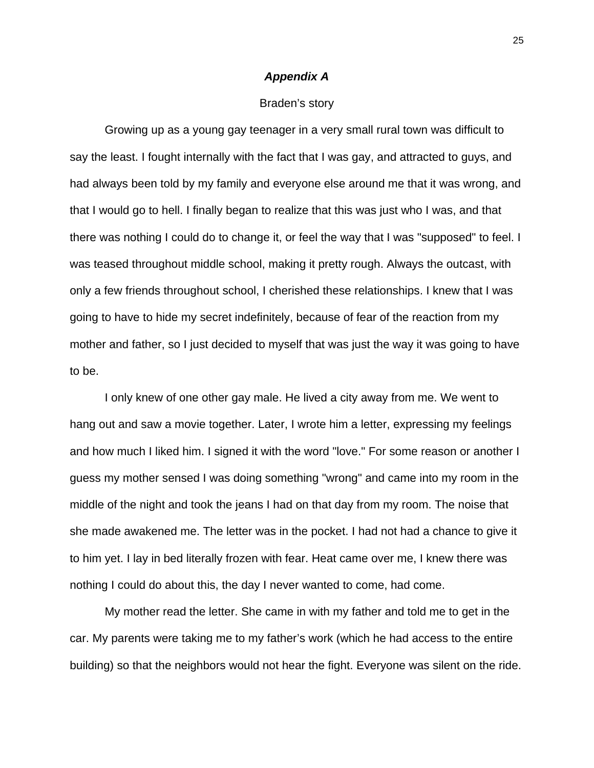## ***Appendix A***

Braden's story

Growing up as a young gay teenager in a very small rural town was difficult to say the least. I fought internally with the fact that I was gay, and attracted to guys, and had always been told by my family and everyone else around me that it was wrong, and that I would go to hell. I finally began to realize that this was just who I was, and that there was nothing I could do to change it, or feel the way that I was "supposed" to feel. I was teased throughout middle school, making it pretty rough. Always the outcast, with only a few friends throughout school, I cherished these relationships. I knew that I was going to have to hide my secret indefinitely, because of fear of the reaction from my mother and father, so I just decided to myself that was just the way it was going to have to be.

I only knew of one other gay male. He lived a city away from me. We went to hang out and saw a movie together. Later, I wrote him a letter, expressing my feelings and how much I liked him. I signed it with the word "love." For some reason or another I guess my mother sensed I was doing something "wrong" and came into my room in the middle of the night and took the jeans I had on that day from my room. The noise that she made awakened me. The letter was in the pocket. I had not had a chance to give it to him yet. I lay in bed literally frozen with fear. Heat came over me, I knew there was nothing I could do about this, the day I never wanted to come, had come.

My mother read the letter. She came in with my father and told me to get in the car. My parents were taking me to my father's work (which he had access to the entire building) so that the neighbors would not hear the fight. Everyone was silent on the ride.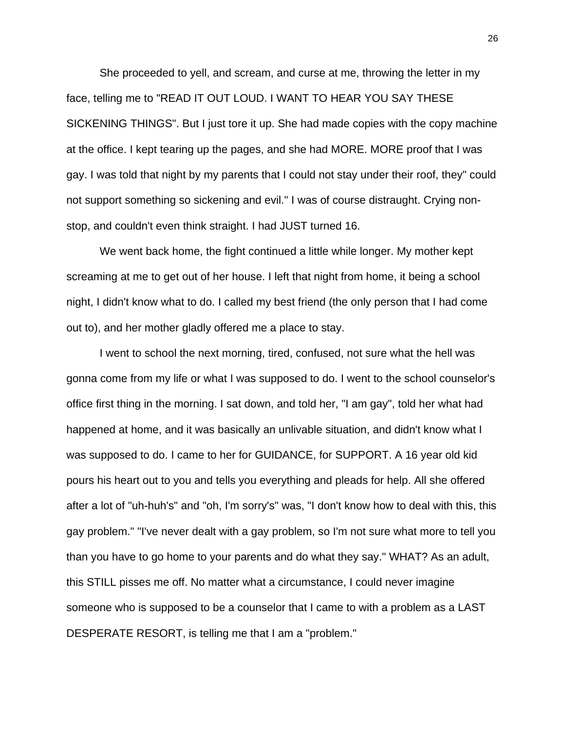She proceeded to yell, and scream, and curse at me, throwing the letter in my face, telling me to "READ IT OUT LOUD. I WANT TO HEAR YOU SAY THESE SICKENING THINGS". But I just tore it up. She had made copies with the copy machine at the office. I kept tearing up the pages, and she had MORE. MORE proof that I was gay. I was told that night by my parents that I could not stay under their roof, they" could not support something so sickening and evil." I was of course distraught. Crying non-stop, and couldn't even think straight. I had JUST turned 16.

We went back home, the fight continued a little while longer. My mother kept screaming at me to get out of her house. I left that night from home, it being a school night, I didn't know what to do. I called my best friend (the only person that I had come out to), and her mother gladly offered me a place to stay.

I went to school the next morning, tired, confused, not sure what the hell was gonna come from my life or what I was supposed to do. I went to the school counselor's office first thing in the morning. I sat down, and told her, "I am gay", told her what had happened at home, and it was basically an unlivable situation, and didn't know what I was supposed to do. I came to her for GUIDANCE, for SUPPORT. A 16 year old kid pours his heart out to you and tells you everything and pleads for help. All she offered after a lot of "uh-huh's" and "oh, I'm sorry's" was, "I don't know how to deal with this, this gay problem." "I've never dealt with a gay problem, so I'm not sure what more to tell you than you have to go home to your parents and do what they say." WHAT? As an adult, this STILL pisses me off. No matter what a circumstance, I could never imagine someone who is supposed to be a counselor that I came to with a problem as a LAST DESPERATE RESORT, is telling me that I am a "problem."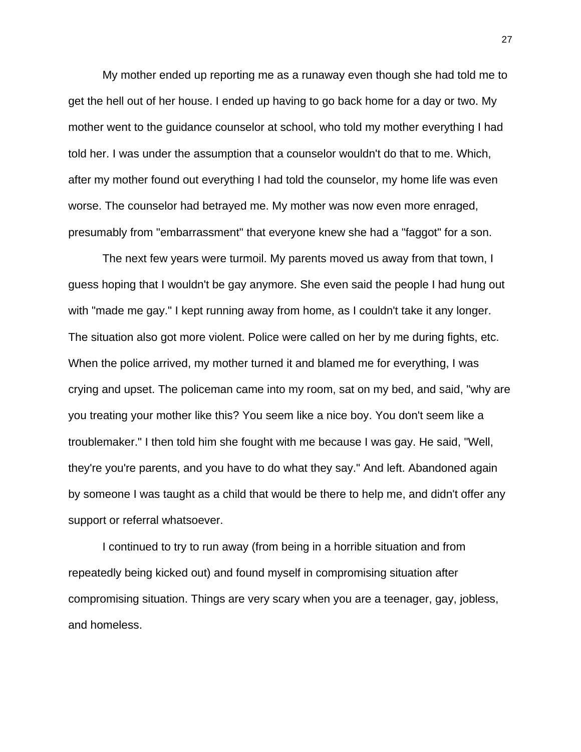My mother ended up reporting me as a runaway even though she had told me to get the hell out of her house. I ended up having to go back home for a day or two. My mother went to the guidance counselor at school, who told my mother everything I had told her. I was under the assumption that a counselor wouldn't do that to me. Which, after my mother found out everything I had told the counselor, my home life was even worse. The counselor had betrayed me. My mother was now even more enraged, presumably from "embarrassment" that everyone knew she had a "faggot" for a son.

The next few years were turmoil. My parents moved us away from that town, I guess hoping that I wouldn't be gay anymore. She even said the people I had hung out with "made me gay." I kept running away from home, as I couldn't take it any longer. The situation also got more violent. Police were called on her by me during fights, etc. When the police arrived, my mother turned it and blamed me for everything, I was crying and upset. The policeman came into my room, sat on my bed, and said, "why are you treating your mother like this? You seem like a nice boy. You don't seem like a troublemaker." I then told him she fought with me because I was gay. He said, "Well, they're you're parents, and you have to do what they say." And left. Abandoned again by someone I was taught as a child that would be there to help me, and didn't offer any support or referral whatsoever.

I continued to try to run away (from being in a horrible situation and from repeatedly being kicked out) and found myself in compromising situation after compromising situation. Things are very scary when you are a teenager, gay, jobless, and homeless.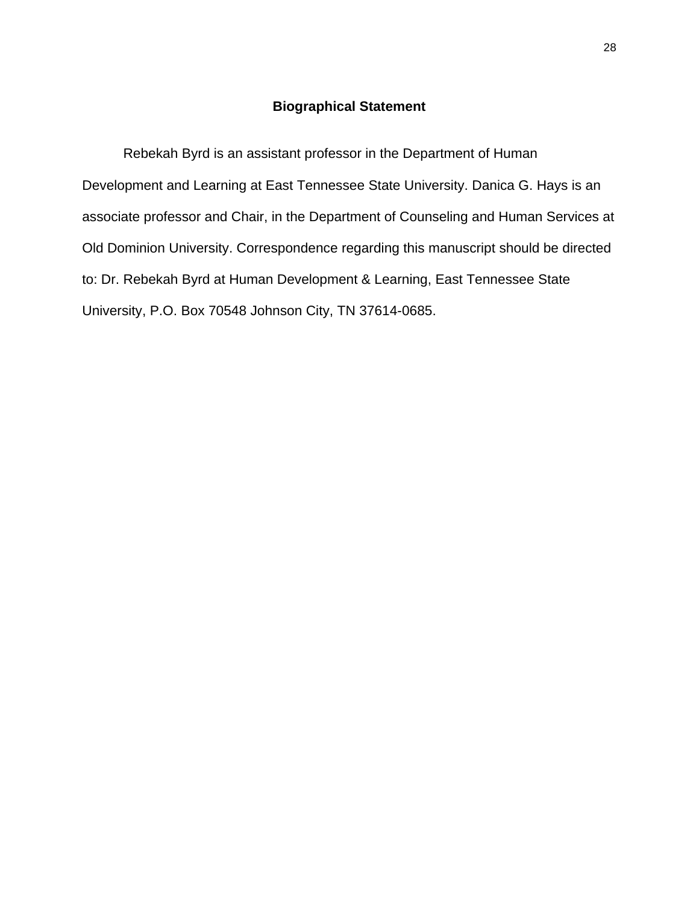## Biographical Statement

Rebekah Byrd is an assistant professor in the Department of Human Development and Learning at East Tennessee State University. Danica G. Hays is an associate professor and Chair, in the Department of Counseling and Human Services at Old Dominion University. Correspondence regarding this manuscript should be directed to: Dr. Rebekah Byrd at Human Development & Learning, East Tennessee State University, P.O. Box 70548 Johnson City, TN 37614-0685.